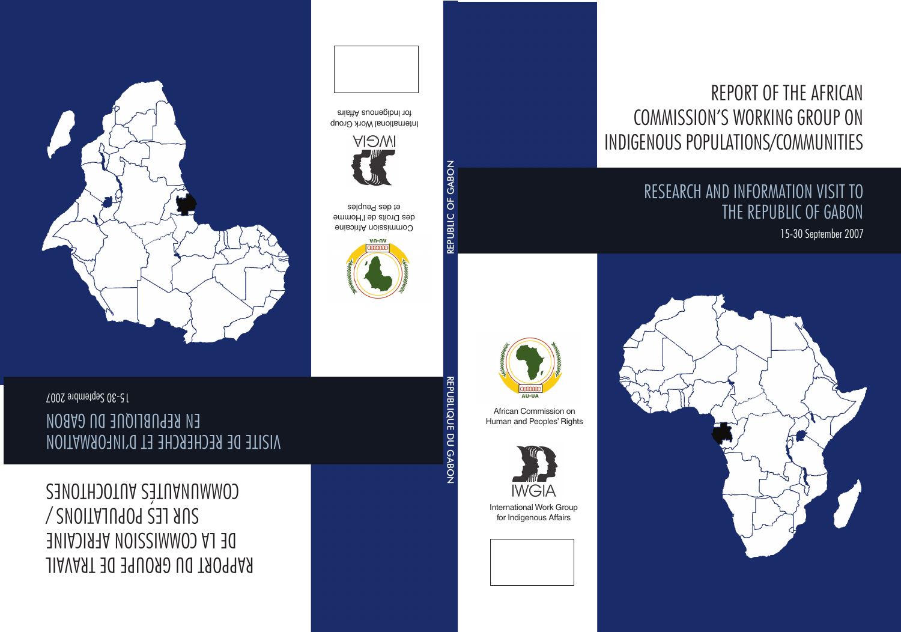# REPORT OF THE AFRICAN COMMISSION'S WORKING GROUP ON INDIGENOUS POPULATIONS/COMMUNITIES

## RESEARCH AND INFORMATION VISIT TO THE REPUBLIC OF GABON

15-30 September 2007

African Commission on Human and Peoples' Rights

IWGIA
International Work Group for Indigenous Affairs

REPUBLIC OF GABON

REPUBLIQUE DU GABON

# RAPPORT DU GROUPE DE TRAVAIL DE LA COMMISSION AFRICAINE SUR LES POPULATIONS / COMMUNAUTÉS AUTOCHTONES

## VISITE DE RECHERCHE ET D'INFORMATION EN REPUBLIQUE DU GABON

15-30 Septembre 2007

Commission Africaine des Droits de l'Homme et des Peuples

IWGIA
International Work Group for Indigenous Affairs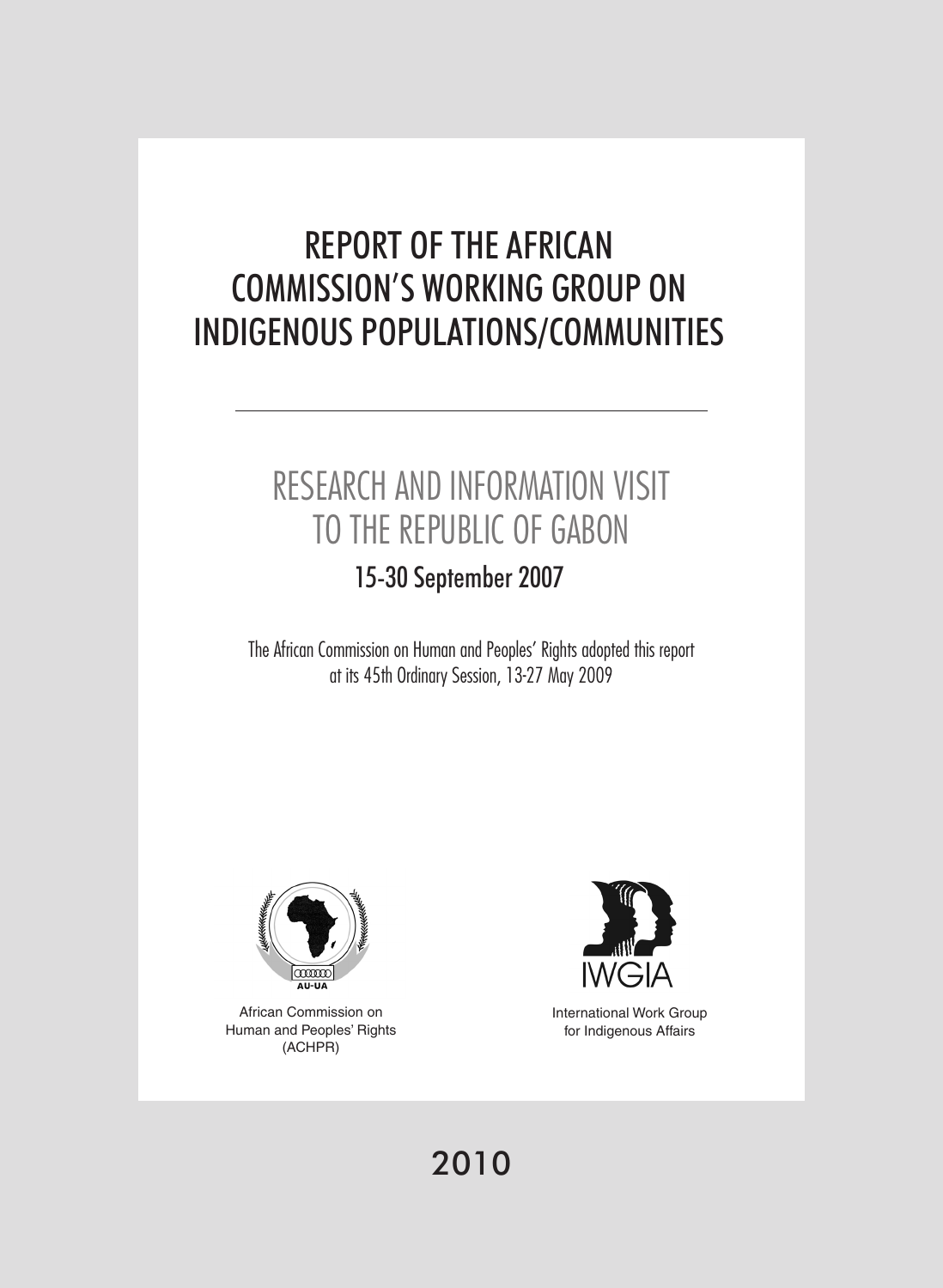# REPORT OF THE AFRICAN COMMISSION'S WORKING GROUP ON INDIGENOUS POPULATIONS/COMMUNITIES

## RESEARCH AND INFORMATION VISIT TO THE REPUBLIC OF GABON

### 15-30 September 2007

The African Commission on Human and Peoples' Rights adopted this report at its 45th Ordinary Session, 13-27 May 2009

African Commission on Human and Peoples' Rights (ACHPR)

International Work Group for Indigenous Affairs

2010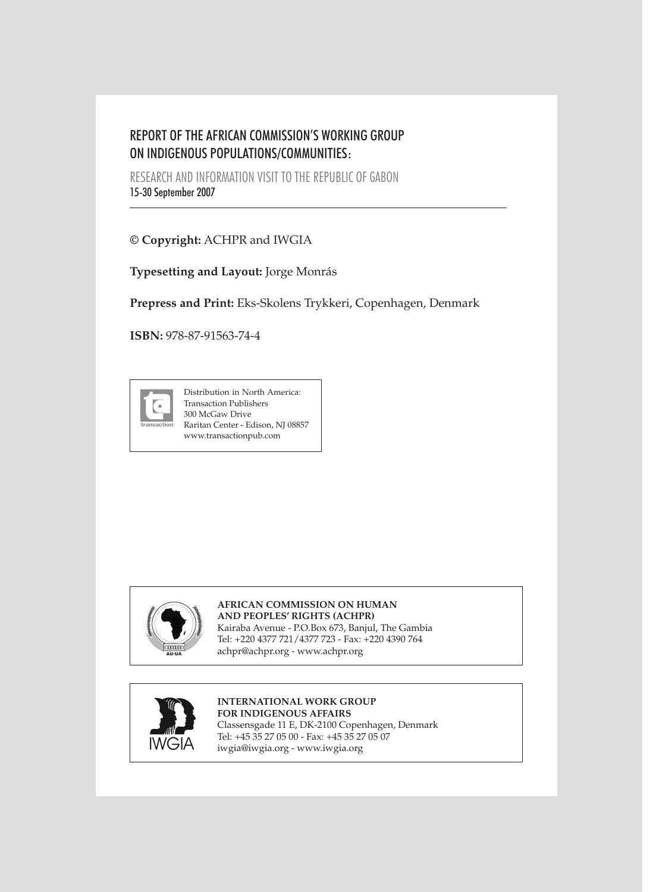# REPORT OF THE AFRICAN COMMISSION'S WORKING GROUP ON INDIGENOUS POPULATIONS/COMMUNITIES:

RESEARCH AND INFORMATION VISIT TO THE REPUBLIC OF GABON

15-30 September 2007

---

**© Copyright:** ACHPR and IWGIA

**Typesetting and Layout:** Jorge Monrás

**Prepress and Print:** Eks-Skolens Trykkeri, Copenhagen, Denmark

**ISBN:** 978-87-91563-74-4

Distribution in North America:
Transaction Publishers
300 McGaw Drive
Raritan Center - Edison, NJ 08857
www.transactionpub.com

**AFRICAN COMMISSION ON HUMAN AND PEOPLES' RIGHTS (ACHPR)**
Kairaba Avenue - P.O.Box 673, Banjul, The Gambia
Tel: +220 4377 721/4377 723 - Fax: +220 4390 764
achpr@achpr.org - www.achpr.org

**INTERNATIONAL WORK GROUP FOR INDIGENOUS AFFAIRS**
Classensgade 11 E, DK-2100 Copenhagen, Denmark
Tel: +45 35 27 05 00 - Fax: +45 35 27 05 07
iwgia@iwgia.org - www.iwgia.org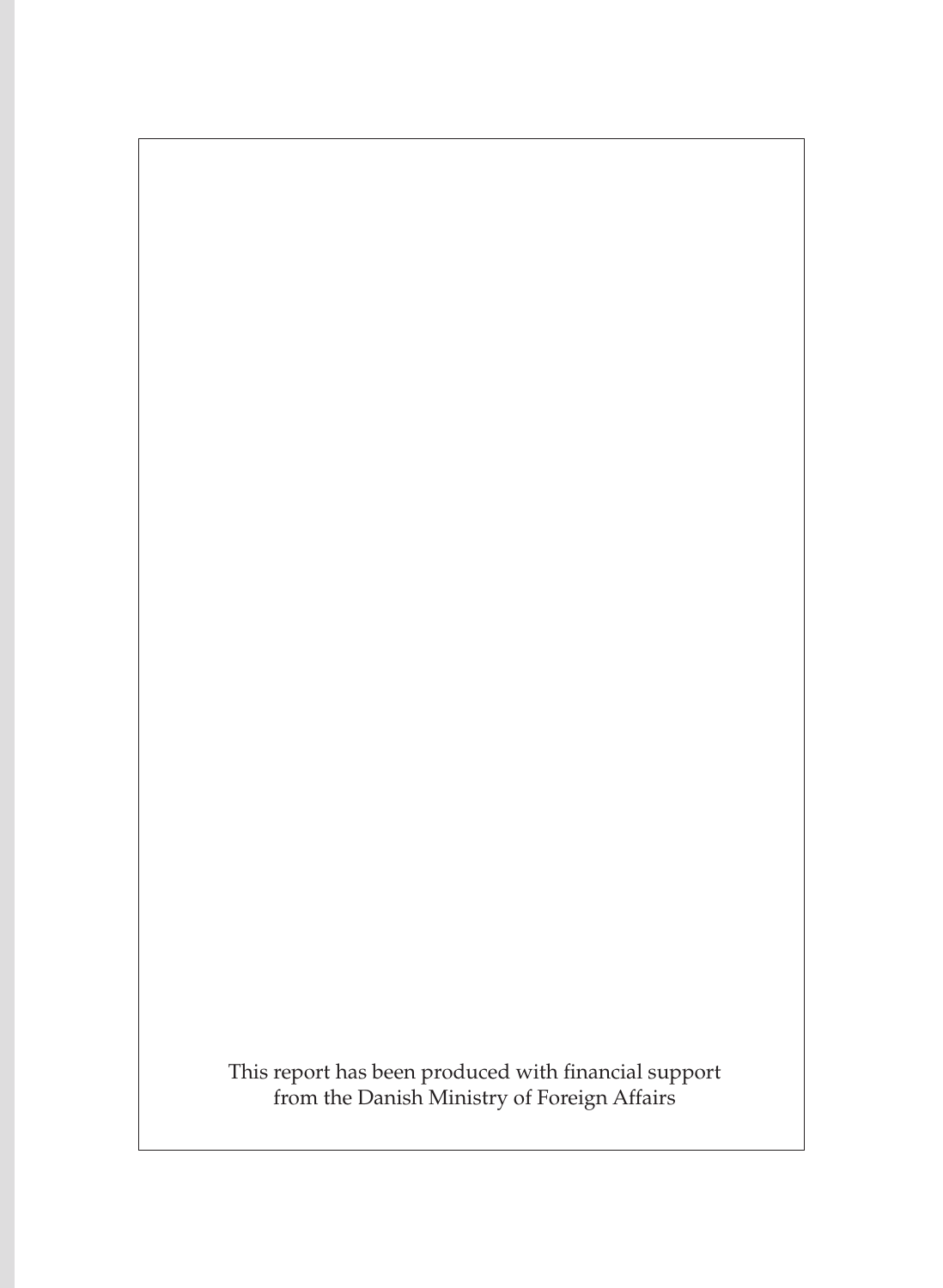This report has been produced with financial support from the Danish Ministry of Foreign Affairs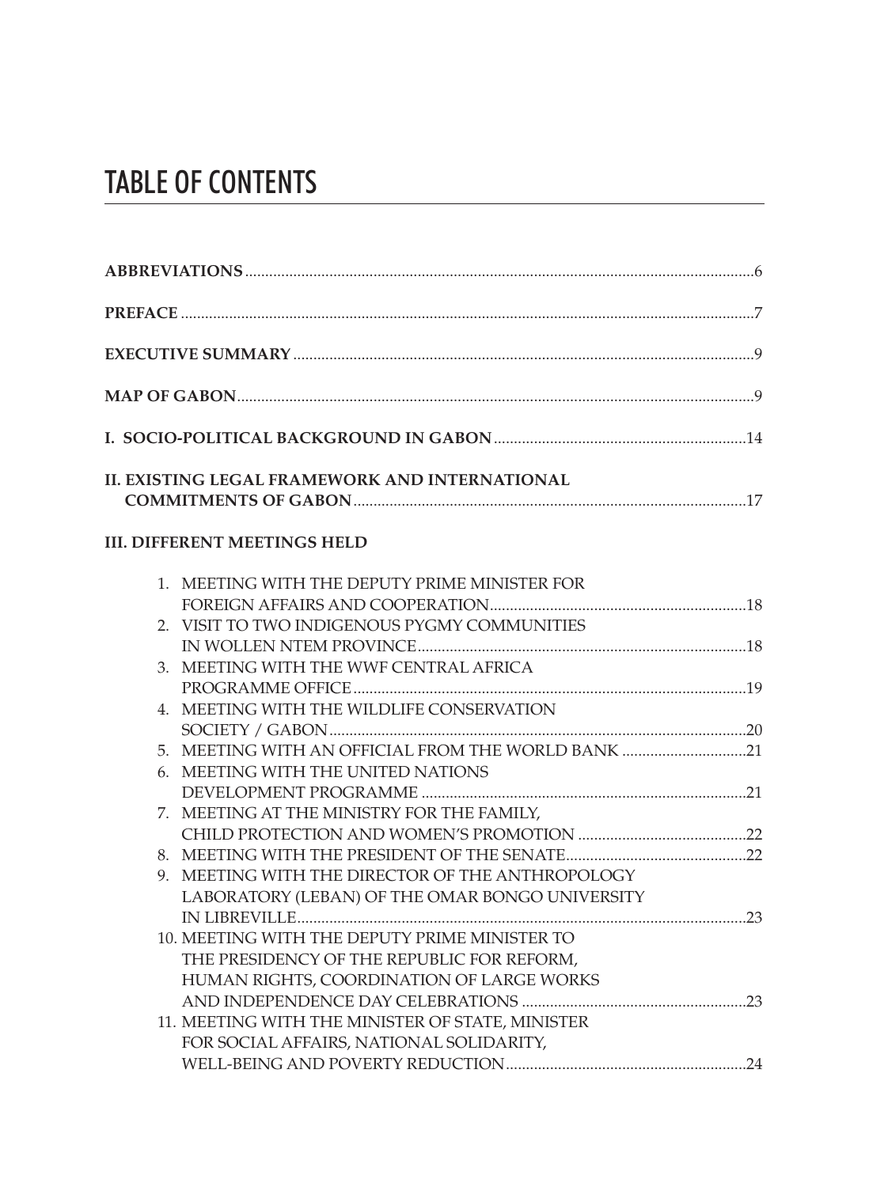# TABLE OF CONTENTS

**ABBREVIATIONS** ..... 6

**PREFACE** ..... 7

**EXECUTIVE SUMMARY** ..... 9

**MAP OF GABON** ..... 9

**I. SOCIO-POLITICAL BACKGROUND IN GABON** ..... 14

**II. EXISTING LEGAL FRAMEWORK AND INTERNATIONAL COMMITMENTS OF GABON** ..... 17

**III. DIFFERENT MEETINGS HELD**

1. MEETING WITH THE DEPUTY PRIME MINISTER FOR FOREIGN AFFAIRS AND COOPERATION ..... 18
2. VISIT TO TWO INDIGENOUS PYGMY COMMUNITIES IN WOLLEN NTEM PROVINCE ..... 18
3. MEETING WITH THE WWF CENTRAL AFRICA PROGRAMME OFFICE ..... 19
4. MEETING WITH THE WILDLIFE CONSERVATION SOCIETY / GABON ..... 20
5. MEETING WITH AN OFFICIAL FROM THE WORLD BANK ..... 21
6. MEETING WITH THE UNITED NATIONS DEVELOPMENT PROGRAMME ..... 21
7. MEETING AT THE MINISTRY FOR THE FAMILY, CHILD PROTECTION AND WOMEN'S PROMOTION ..... 22
8. MEETING WITH THE PRESIDENT OF THE SENATE ..... 22
9. MEETING WITH THE DIRECTOR OF THE ANTHROPOLOGY LABORATORY (LEBAN) OF THE OMAR BONGO UNIVERSITY IN LIBREVILLE ..... 23
10. MEETING WITH THE DEPUTY PRIME MINISTER TO THE PRESIDENCY OF THE REPUBLIC FOR REFORM, HUMAN RIGHTS, COORDINATION OF LARGE WORKS AND INDEPENDENCE DAY CELEBRATIONS ..... 23
11. MEETING WITH THE MINISTER OF STATE, MINISTER FOR SOCIAL AFFAIRS, NATIONAL SOLIDARITY, WELL-BEING AND POVERTY REDUCTION ..... 24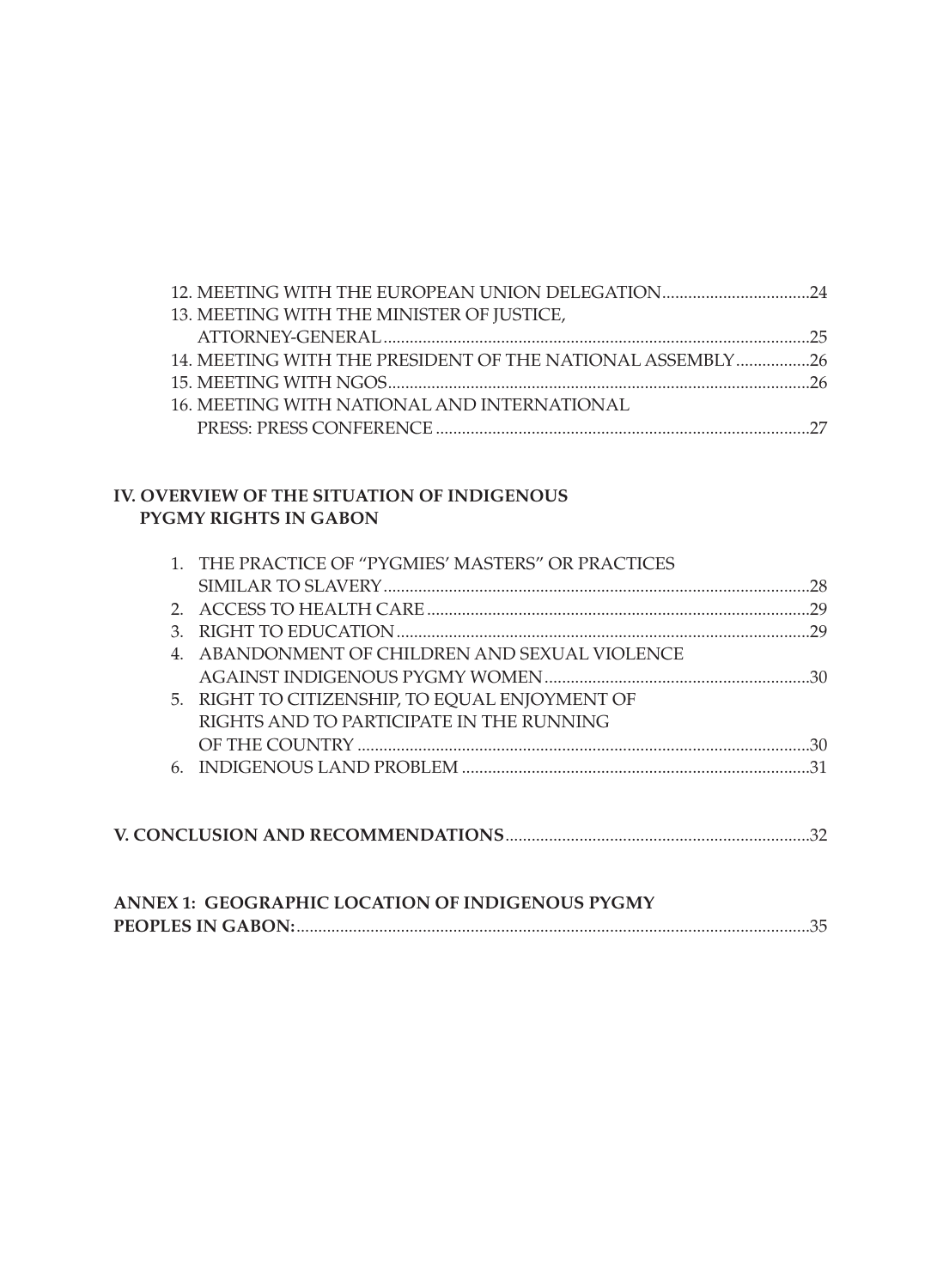12. MEETING WITH THE EUROPEAN UNION DELEGATION....................................24
13. MEETING WITH THE MINISTER OF JUSTICE, ATTORNEY-GENERAL....................................25
14. MEETING WITH THE PRESIDENT OF THE NATIONAL ASSEMBLY....................................26
15. MEETING WITH NGOS....................................26
16. MEETING WITH NATIONAL AND INTERNATIONAL PRESS: PRESS CONFERENCE....................................27

**IV. OVERVIEW OF THE SITUATION OF INDIGENOUS PYGMY RIGHTS IN GABON**

1. THE PRACTICE OF "PYGMIES' MASTERS" OR PRACTICES SIMILAR TO SLAVERY....................................28
2. ACCESS TO HEALTH CARE....................................29
3. RIGHT TO EDUCATION....................................29
4. ABANDONMENT OF CHILDREN AND SEXUAL VIOLENCE AGAINST INDIGENOUS PYGMY WOMEN....................................30
5. RIGHT TO CITIZENSHIP, TO EQUAL ENJOYMENT OF RIGHTS AND TO PARTICIPATE IN THE RUNNING OF THE COUNTRY....................................30
6. INDIGENOUS LAND PROBLEM....................................31

**V. CONCLUSION AND RECOMMENDATIONS**....................................32

**ANNEX 1: GEOGRAPHIC LOCATION OF INDIGENOUS PYGMY PEOPLES IN GABON:**....................................35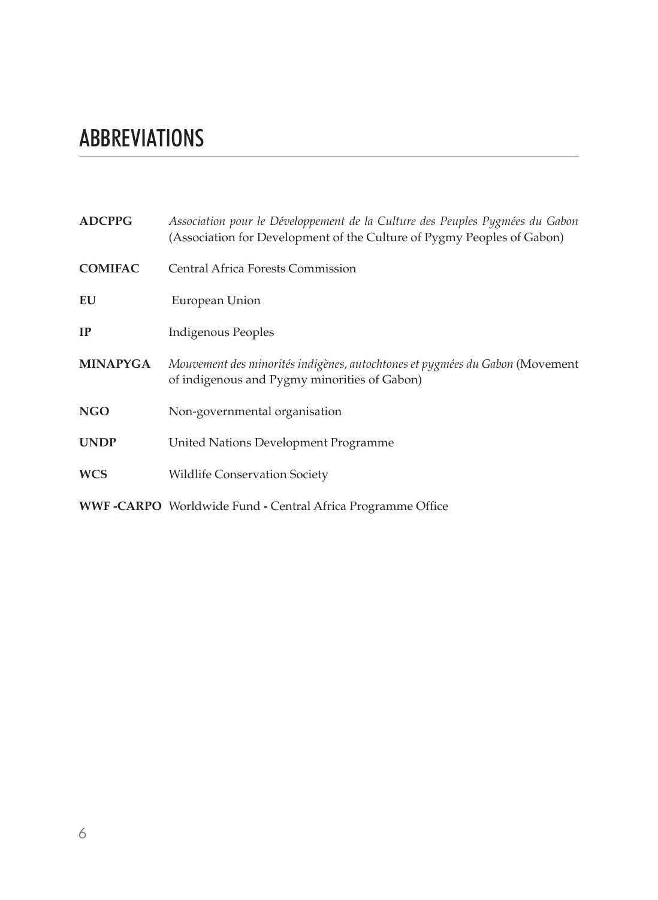# ABBREVIATIONS

**ADCPPG** *Association pour le Développement de la Culture des Peuples Pygmées du Gabon* (Association for Development of the Culture of Pygmy Peoples of Gabon)

**COMIFAC** Central Africa Forests Commission

**EU** European Union

**IP** Indigenous Peoples

**MINAPYGA** *Mouvement des minorités indigènes, autochtones et pygmées du Gabon* (Movement of indigenous and Pygmy minorities of Gabon)

**NGO** Non-governmental organisation

**UNDP** United Nations Development Programme

**WCS** Wildlife Conservation Society

**WWF -CARPO** Worldwide Fund **-** Central Africa Programme Office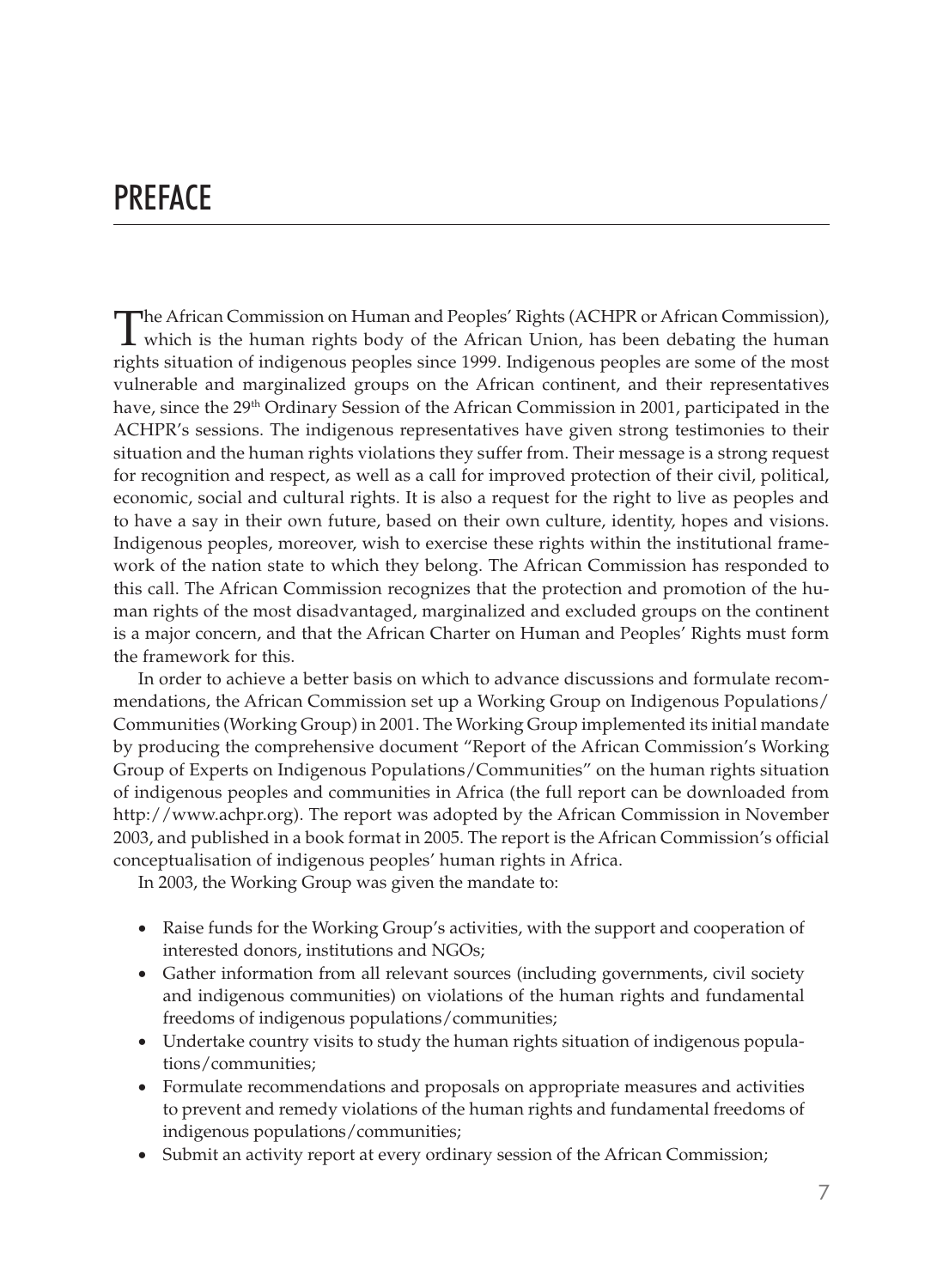# PREFACE

The African Commission on Human and Peoples' Rights (ACHPR or African Commission), which is the human rights body of the African Union, has been debating the human rights situation of indigenous peoples since 1999. Indigenous peoples are some of the most vulnerable and marginalized groups on the African continent, and their representatives have, since the 29th Ordinary Session of the African Commission in 2001, participated in the ACHPR's sessions. The indigenous representatives have given strong testimonies to their situation and the human rights violations they suffer from. Their message is a strong request for recognition and respect, as well as a call for improved protection of their civil, political, economic, social and cultural rights. It is also a request for the right to live as peoples and to have a say in their own future, based on their own culture, identity, hopes and visions. Indigenous peoples, moreover, wish to exercise these rights within the institutional framework of the nation state to which they belong. The African Commission has responded to this call. The African Commission recognizes that the protection and promotion of the human rights of the most disadvantaged, marginalized and excluded groups on the continent is a major concern, and that the African Charter on Human and Peoples' Rights must form the framework for this.

In order to achieve a better basis on which to advance discussions and formulate recommendations, the African Commission set up a Working Group on Indigenous Populations/Communities (Working Group) in 2001. The Working Group implemented its initial mandate by producing the comprehensive document "Report of the African Commission's Working Group of Experts on Indigenous Populations/Communities" on the human rights situation of indigenous peoples and communities in Africa (the full report can be downloaded from http://www.achpr.org). The report was adopted by the African Commission in November 2003, and published in a book format in 2005. The report is the African Commission's official conceptualisation of indigenous peoples' human rights in Africa.

In 2003, the Working Group was given the mandate to:

- Raise funds for the Working Group's activities, with the support and cooperation of interested donors, institutions and NGOs;
- Gather information from all relevant sources (including governments, civil society and indigenous communities) on violations of the human rights and fundamental freedoms of indigenous populations/communities;
- Undertake country visits to study the human rights situation of indigenous populations/communities;
- Formulate recommendations and proposals on appropriate measures and activities to prevent and remedy violations of the human rights and fundamental freedoms of indigenous populations/communities;
- Submit an activity report at every ordinary session of the African Commission;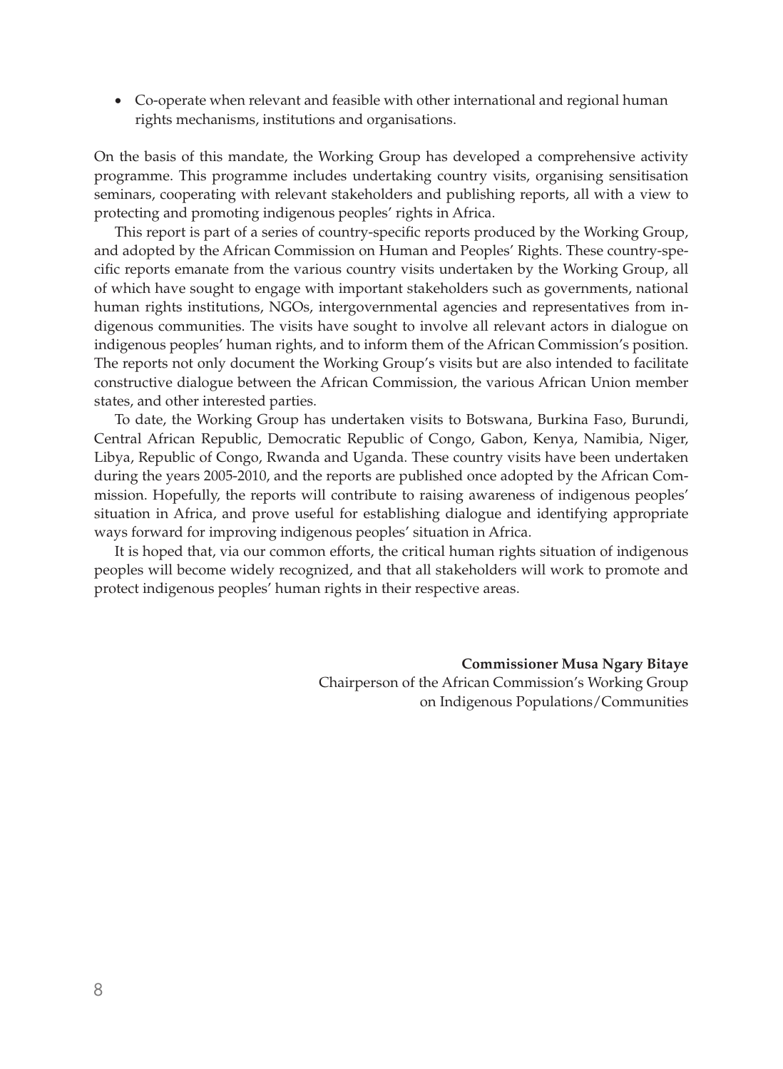- Co-operate when relevant and feasible with other international and regional human rights mechanisms, institutions and organisations.

On the basis of this mandate, the Working Group has developed a comprehensive activity programme. This programme includes undertaking country visits, organising sensitisation seminars, cooperating with relevant stakeholders and publishing reports, all with a view to protecting and promoting indigenous peoples' rights in Africa.

This report is part of a series of country-specific reports produced by the Working Group, and adopted by the African Commission on Human and Peoples' Rights. These country-specific reports emanate from the various country visits undertaken by the Working Group, all of which have sought to engage with important stakeholders such as governments, national human rights institutions, NGOs, intergovernmental agencies and representatives from indigenous communities. The visits have sought to involve all relevant actors in dialogue on indigenous peoples' human rights, and to inform them of the African Commission's position. The reports not only document the Working Group's visits but are also intended to facilitate constructive dialogue between the African Commission, the various African Union member states, and other interested parties.

To date, the Working Group has undertaken visits to Botswana, Burkina Faso, Burundi, Central African Republic, Democratic Republic of Congo, Gabon, Kenya, Namibia, Niger, Libya, Republic of Congo, Rwanda and Uganda. These country visits have been undertaken during the years 2005-2010, and the reports are published once adopted by the African Commission. Hopefully, the reports will contribute to raising awareness of indigenous peoples' situation in Africa, and prove useful for establishing dialogue and identifying appropriate ways forward for improving indigenous peoples' situation in Africa.

It is hoped that, via our common efforts, the critical human rights situation of indigenous peoples will become widely recognized, and that all stakeholders will work to promote and protect indigenous peoples' human rights in their respective areas.

**Commissioner Musa Ngary Bitaye**
Chairperson of the African Commission's Working Group
on Indigenous Populations/Communities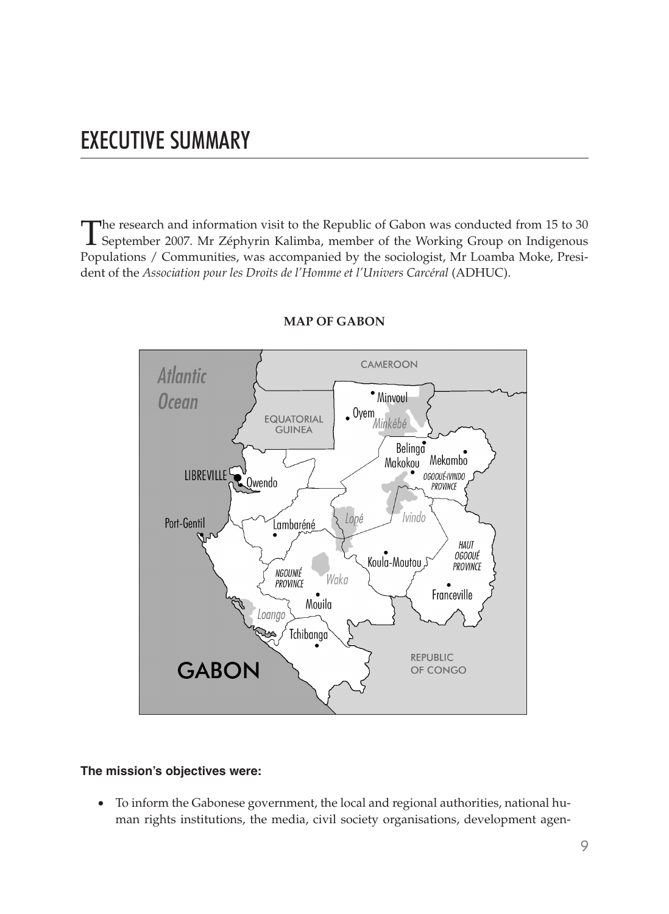# EXECUTIVE SUMMARY

The research and information visit to the Republic of Gabon was conducted from 15 to 30 September 2007. Mr Zéphyrin Kalimba, member of the Working Group on Indigenous Populations / Communities, was accompanied by the sociologist, Mr Loamba Moke, President of the *Association pour les Droits de l'Homme et l'Univers Carcéral* (ADHUC).

**MAP OF GABON**

**The mission's objectives were:**

- To inform the Gabonese government, the local and regional authorities, national human rights institutions, the media, civil society organisations, development agen-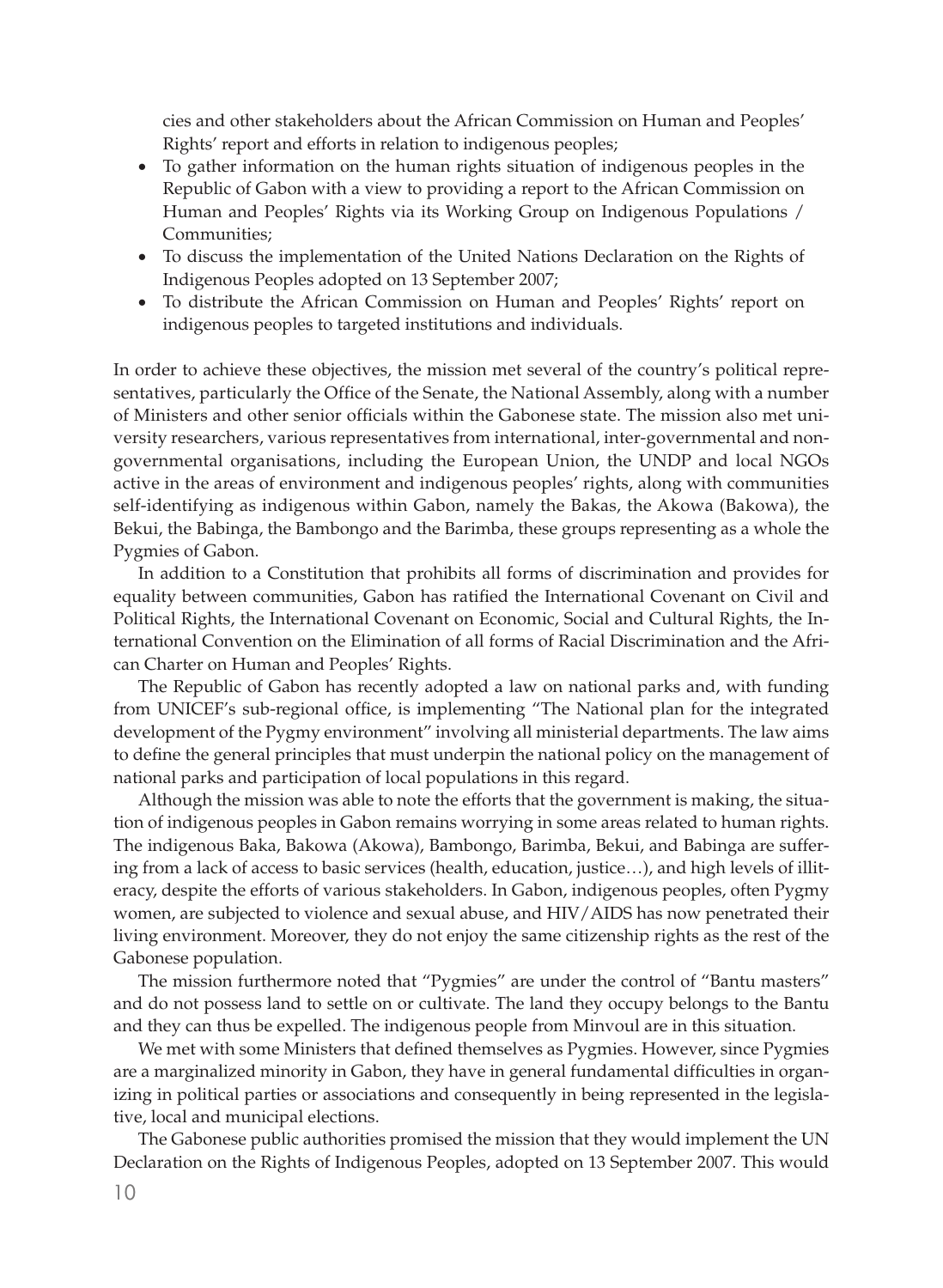cies and other stakeholders about the African Commission on Human and Peoples' Rights' report and efforts in relation to indigenous peoples;

- To gather information on the human rights situation of indigenous peoples in the Republic of Gabon with a view to providing a report to the African Commission on Human and Peoples' Rights via its Working Group on Indigenous Populations / Communities;
- To discuss the implementation of the United Nations Declaration on the Rights of Indigenous Peoples adopted on 13 September 2007;
- To distribute the African Commission on Human and Peoples' Rights' report on indigenous peoples to targeted institutions and individuals.

In order to achieve these objectives, the mission met several of the country's political representatives, particularly the Office of the Senate, the National Assembly, along with a number of Ministers and other senior officials within the Gabonese state. The mission also met university researchers, various representatives from international, inter-governmental and non-governmental organisations, including the European Union, the UNDP and local NGOs active in the areas of environment and indigenous peoples' rights, along with communities self-identifying as indigenous within Gabon, namely the Bakas, the Akowa (Bakowa), the Bekui, the Babinga, the Bambongo and the Barimba, these groups representing as a whole the Pygmies of Gabon.

In addition to a Constitution that prohibits all forms of discrimination and provides for equality between communities, Gabon has ratified the International Covenant on Civil and Political Rights, the International Covenant on Economic, Social and Cultural Rights, the International Convention on the Elimination of all forms of Racial Discrimination and the African Charter on Human and Peoples' Rights.

The Republic of Gabon has recently adopted a law on national parks and, with funding from UNICEF's sub-regional office, is implementing "The National plan for the integrated development of the Pygmy environment" involving all ministerial departments. The law aims to define the general principles that must underpin the national policy on the management of national parks and participation of local populations in this regard.

Although the mission was able to note the efforts that the government is making, the situation of indigenous peoples in Gabon remains worrying in some areas related to human rights. The indigenous Baka, Bakowa (Akowa), Bambongo, Barimba, Bekui, and Babinga are suffering from a lack of access to basic services (health, education, justice…), and high levels of illiteracy, despite the efforts of various stakeholders. In Gabon, indigenous peoples, often Pygmy women, are subjected to violence and sexual abuse, and HIV/AIDS has now penetrated their living environment. Moreover, they do not enjoy the same citizenship rights as the rest of the Gabonese population.

The mission furthermore noted that "Pygmies" are under the control of "Bantu masters" and do not possess land to settle on or cultivate. The land they occupy belongs to the Bantu and they can thus be expelled. The indigenous people from Minvoul are in this situation.

We met with some Ministers that defined themselves as Pygmies. However, since Pygmies are a marginalized minority in Gabon, they have in general fundamental difficulties in organizing in political parties or associations and consequently in being represented in the legislative, local and municipal elections.

The Gabonese public authorities promised the mission that they would implement the UN Declaration on the Rights of Indigenous Peoples, adopted on 13 September 2007. This would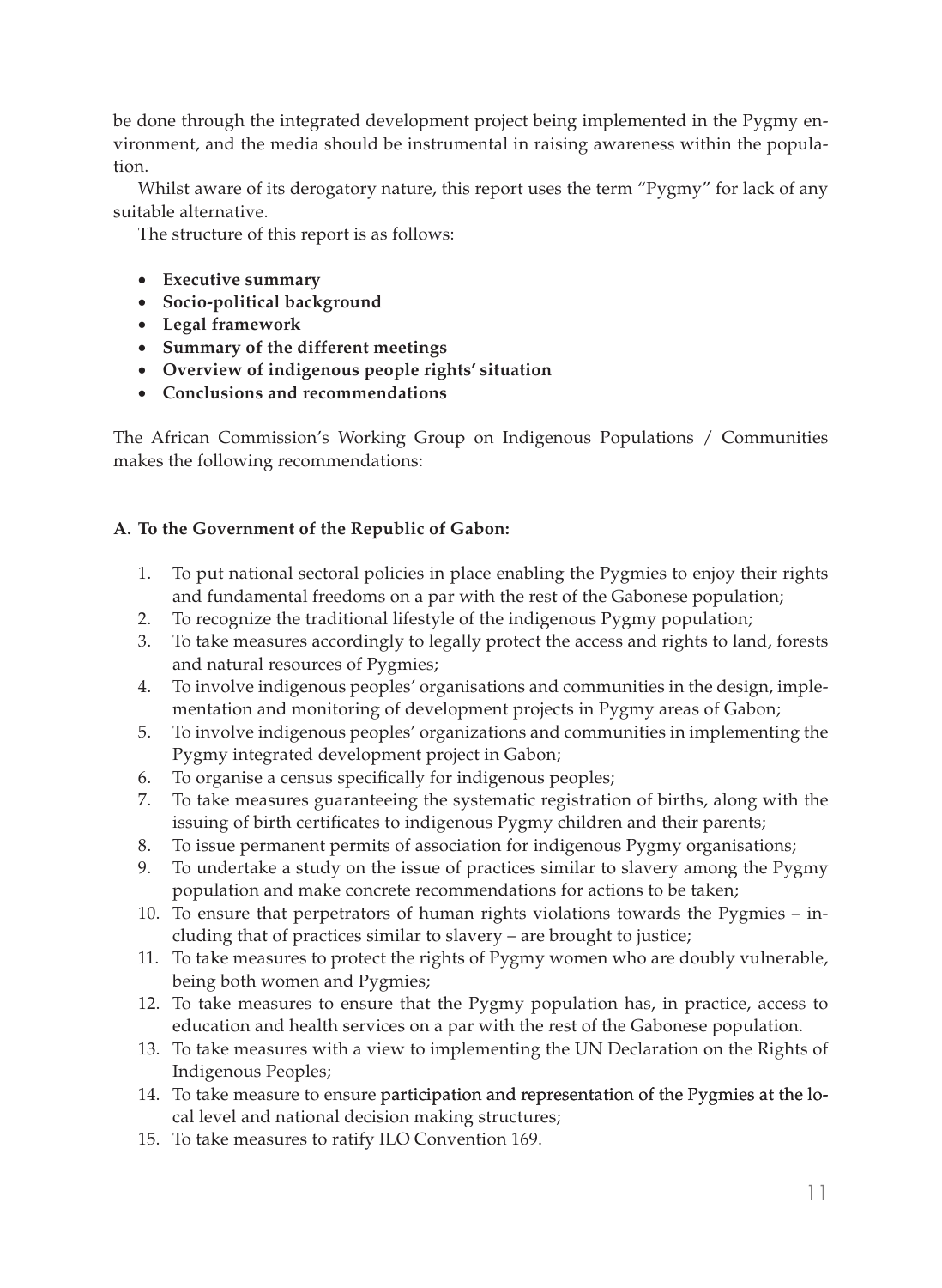be done through the integrated development project being implemented in the Pygmy environment, and the media should be instrumental in raising awareness within the population.

Whilst aware of its derogatory nature, this report uses the term "Pygmy" for lack of any suitable alternative.

The structure of this report is as follows:

- **Executive summary**
- **Socio-political background**
- **Legal framework**
- **Summary of the different meetings**
- **Overview of indigenous people rights' situation**
- **Conclusions and recommendations**

The African Commission's Working Group on Indigenous Populations / Communities makes the following recommendations:

**A. To the Government of the Republic of Gabon:**

1. To put national sectoral policies in place enabling the Pygmies to enjoy their rights and fundamental freedoms on a par with the rest of the Gabonese population;
2. To recognize the traditional lifestyle of the indigenous Pygmy population;
3. To take measures accordingly to legally protect the access and rights to land, forests and natural resources of Pygmies;
4. To involve indigenous peoples' organisations and communities in the design, implementation and monitoring of development projects in Pygmy areas of Gabon;
5. To involve indigenous peoples' organizations and communities in implementing the Pygmy integrated development project in Gabon;
6. To organise a census specifically for indigenous peoples;
7. To take measures guaranteeing the systematic registration of births, along with the issuing of birth certificates to indigenous Pygmy children and their parents;
8. To issue permanent permits of association for indigenous Pygmy organisations;
9. To undertake a study on the issue of practices similar to slavery among the Pygmy population and make concrete recommendations for actions to be taken;
10. To ensure that perpetrators of human rights violations towards the Pygmies – including that of practices similar to slavery – are brought to justice;
11. To take measures to protect the rights of Pygmy women who are doubly vulnerable, being both women and Pygmies;
12. To take measures to ensure that the Pygmy population has, in practice, access to education and health services on a par with the rest of the Gabonese population.
13. To take measures with a view to implementing the UN Declaration on the Rights of Indigenous Peoples;
14. To take measure to ensure participation and representation of the Pygmies at the local level and national decision making structures;
15. To take measures to ratify ILO Convention 169.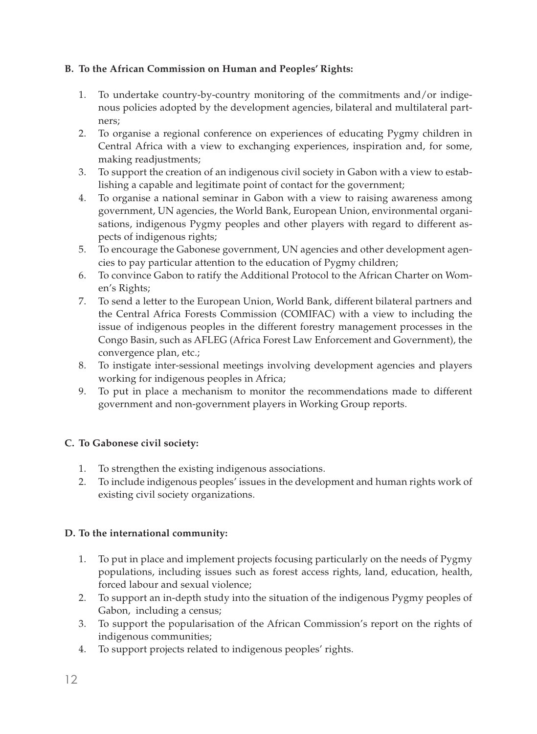**B. To the African Commission on Human and Peoples' Rights:**

1. To undertake country-by-country monitoring of the commitments and/or indigenous policies adopted by the development agencies, bilateral and multilateral partners;
2. To organise a regional conference on experiences of educating Pygmy children in Central Africa with a view to exchanging experiences, inspiration and, for some, making readjustments;
3. To support the creation of an indigenous civil society in Gabon with a view to establishing a capable and legitimate point of contact for the government;
4. To organise a national seminar in Gabon with a view to raising awareness among government, UN agencies, the World Bank, European Union, environmental organisations, indigenous Pygmy peoples and other players with regard to different aspects of indigenous rights;
5. To encourage the Gabonese government, UN agencies and other development agencies to pay particular attention to the education of Pygmy children;
6. To convince Gabon to ratify the Additional Protocol to the African Charter on Women's Rights;
7. To send a letter to the European Union, World Bank, different bilateral partners and the Central Africa Forests Commission (COMIFAC) with a view to including the issue of indigenous peoples in the different forestry management processes in the Congo Basin, such as AFLEG (Africa Forest Law Enforcement and Government), the convergence plan, etc.;
8. To instigate inter-sessional meetings involving development agencies and players working for indigenous peoples in Africa;
9. To put in place a mechanism to monitor the recommendations made to different government and non-government players in Working Group reports.

**C. To Gabonese civil society:**

1. To strengthen the existing indigenous associations.
2. To include indigenous peoples' issues in the development and human rights work of existing civil society organizations.

**D. To the international community:**

1. To put in place and implement projects focusing particularly on the needs of Pygmy populations, including issues such as forest access rights, land, education, health, forced labour and sexual violence;
2. To support an in-depth study into the situation of the indigenous Pygmy peoples of Gabon, including a census;
3. To support the popularisation of the African Commission's report on the rights of indigenous communities;
4. To support projects related to indigenous peoples' rights.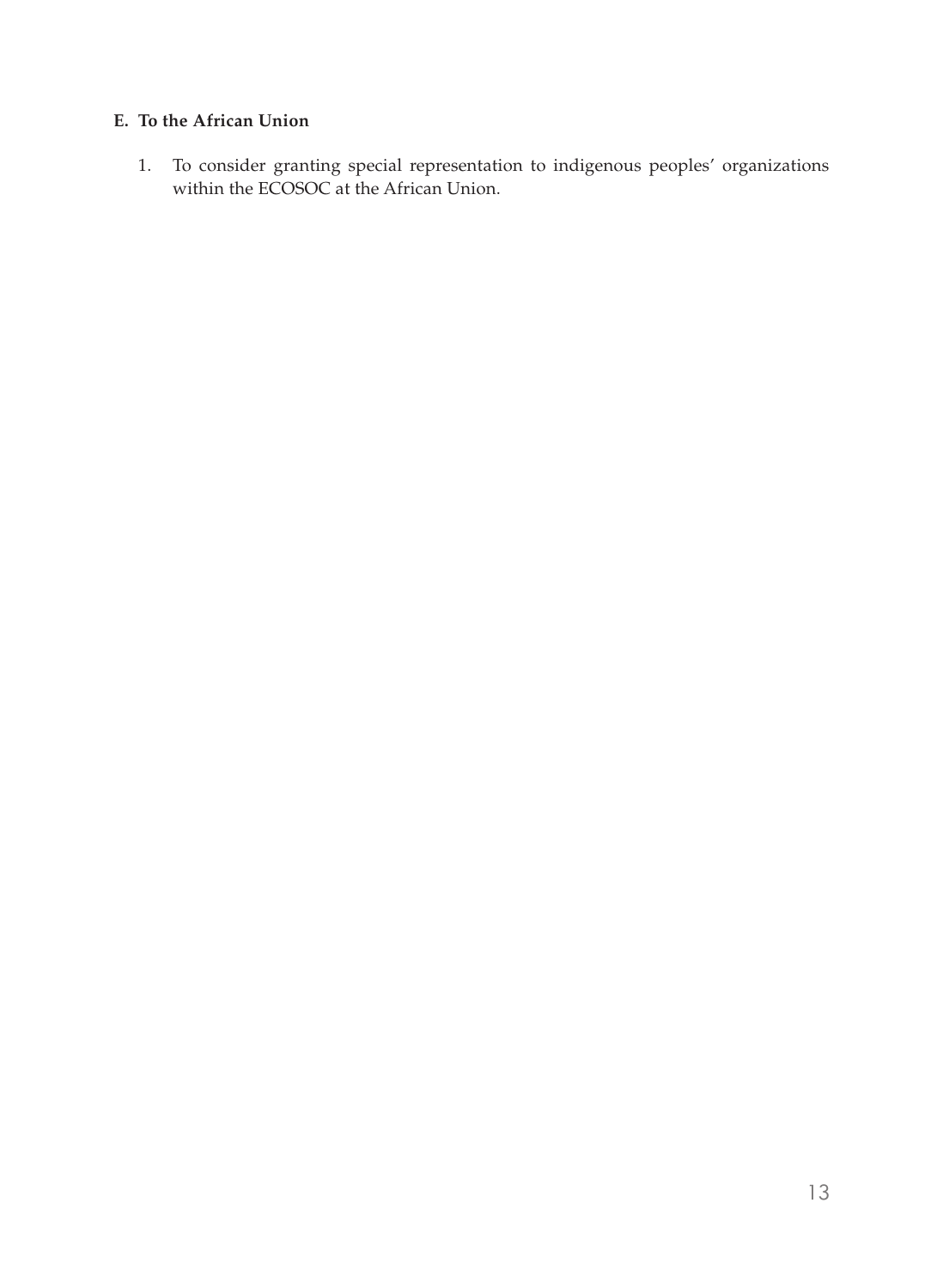### E. To the African Union

1. To consider granting special representation to indigenous peoples' organizations within the ECOSOC at the African Union.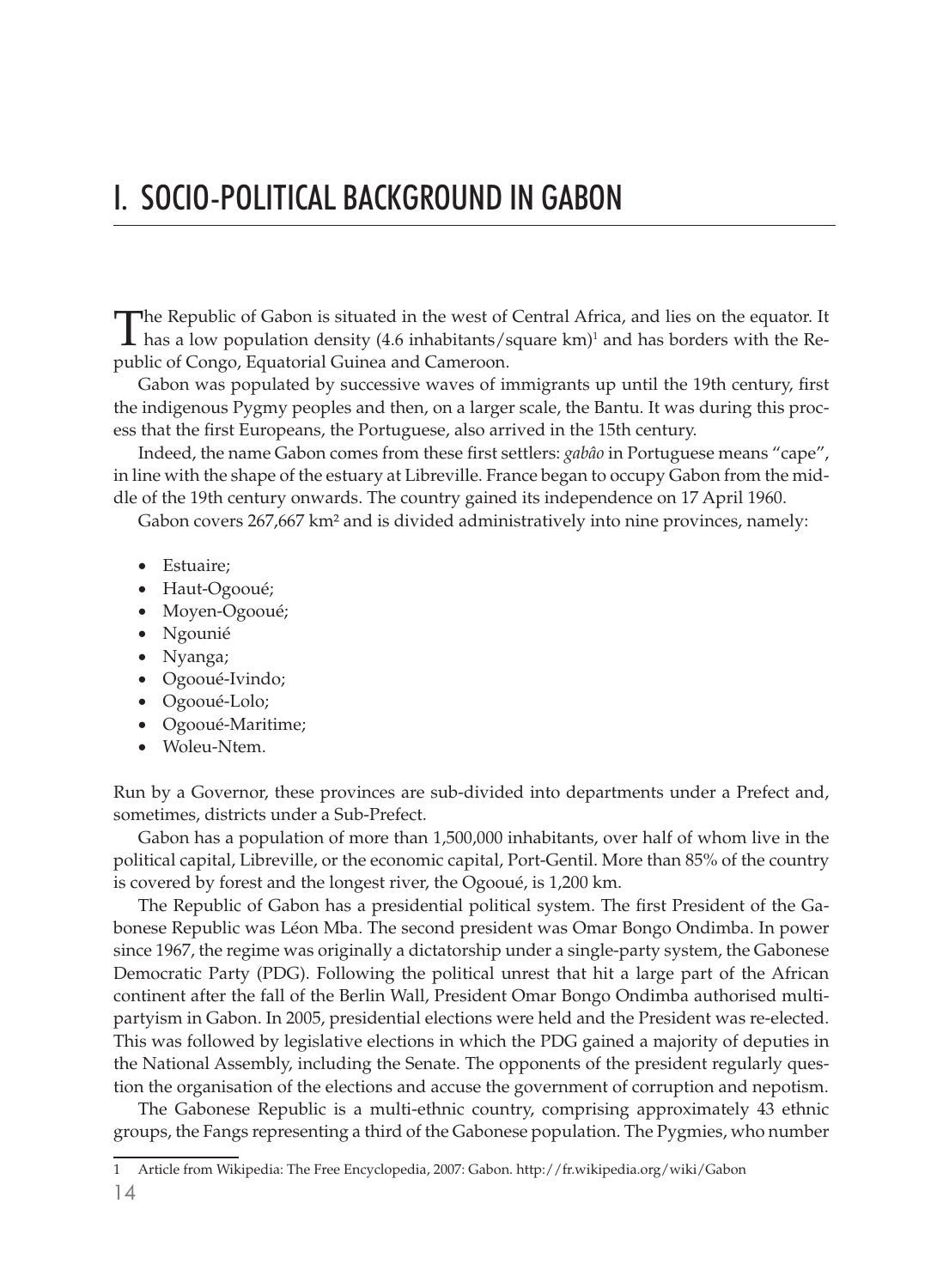# I. SOCIO-POLITICAL BACKGROUND IN GABON

The Republic of Gabon is situated in the west of Central Africa, and lies on the equator. It has a low population density (4.6 inhabitants/square km)[1] and has borders with the Republic of Congo, Equatorial Guinea and Cameroon.

Gabon was populated by successive waves of immigrants up until the 19th century, first the indigenous Pygmy peoples and then, on a larger scale, the Bantu. It was during this process that the first Europeans, the Portuguese, also arrived in the 15th century.

Indeed, the name Gabon comes from these first settlers: *gabâo* in Portuguese means "cape", in line with the shape of the estuary at Libreville. France began to occupy Gabon from the middle of the 19th century onwards. The country gained its independence on 17 April 1960.

Gabon covers 267,667 km² and is divided administratively into nine provinces, namely:

- Estuaire;
- Haut-Ogooué;
- Moyen-Ogooué;
- Ngounié
- Nyanga;
- Ogooué-Ivindo;
- Ogooué-Lolo;
- Ogooué-Maritime;
- Woleu-Ntem.

Run by a Governor, these provinces are sub-divided into departments under a Prefect and, sometimes, districts under a Sub-Prefect.

Gabon has a population of more than 1,500,000 inhabitants, over half of whom live in the political capital, Libreville, or the economic capital, Port-Gentil. More than 85% of the country is covered by forest and the longest river, the Ogooué, is 1,200 km.

The Republic of Gabon has a presidential political system. The first President of the Gabonese Republic was Léon Mba. The second president was Omar Bongo Ondimba. In power since 1967, the regime was originally a dictatorship under a single-party system, the Gabonese Democratic Party (PDG). Following the political unrest that hit a large part of the African continent after the fall of the Berlin Wall, President Omar Bongo Ondimba authorised multipartyism in Gabon. In 2005, presidential elections were held and the President was re-elected. This was followed by legislative elections in which the PDG gained a majority of deputies in the National Assembly, including the Senate. The opponents of the president regularly question the organisation of the elections and accuse the government of corruption and nepotism.

The Gabonese Republic is a multi-ethnic country, comprising approximately 43 ethnic groups, the Fangs representing a third of the Gabonese population. The Pygmies, who number

---

1 Article from Wikipedia: The Free Encyclopedia, 2007: Gabon. http://fr.wikipedia.org/wiki/Gabon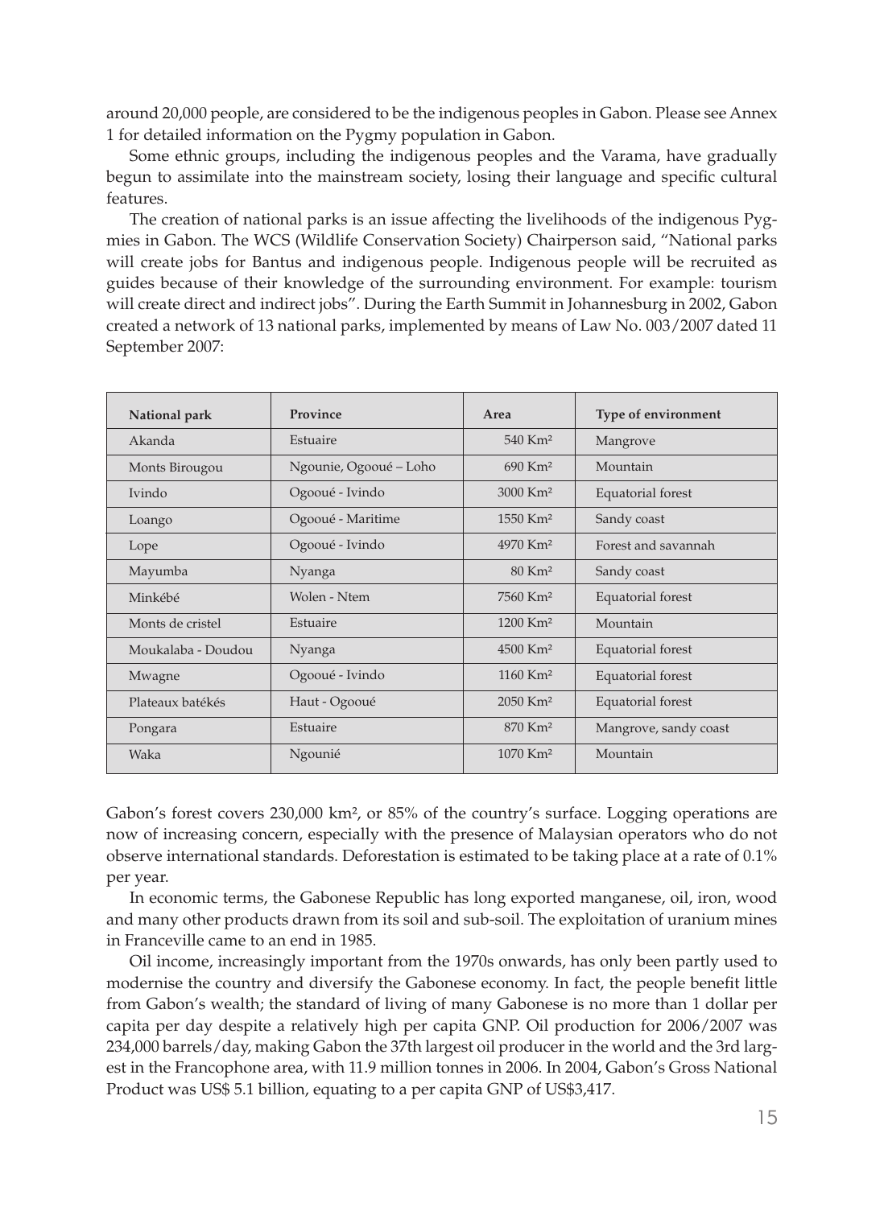around 20,000 people, are considered to be the indigenous peoples in Gabon. Please see Annex 1 for detailed information on the Pygmy population in Gabon.

Some ethnic groups, including the indigenous peoples and the Varama, have gradually begun to assimilate into the mainstream society, losing their language and specific cultural features.

The creation of national parks is an issue affecting the livelihoods of the indigenous Pygmies in Gabon. The WCS (Wildlife Conservation Society) Chairperson said, "National parks will create jobs for Bantus and indigenous people. Indigenous people will be recruited as guides because of their knowledge of the surrounding environment. For example: tourism will create direct and indirect jobs". During the Earth Summit in Johannesburg in 2002, Gabon created a network of 13 national parks, implemented by means of Law No. 003/2007 dated 11 September 2007:

| National park | Province | Area | Type of environment |
|---|---|---|---|
| Akanda | Estuaire | 540 Km² | Mangrove |
| Monts Birougou | Ngounie, Ogooué – Loho | 690 Km² | Mountain |
| Ivindo | Ogooué - Ivindo | 3000 Km² | Equatorial forest |
| Loango | Ogooué - Maritime | 1550 Km² | Sandy coast |
| Lope | Ogooué - Ivindo | 4970 Km² | Forest and savannah |
| Mayumba | Nyanga | 80 Km² | Sandy coast |
| Minkébé | Wolen - Ntem | 7560 Km² | Equatorial forest |
| Monts de cristel | Estuaire | 1200 Km² | Mountain |
| Moukalaba - Doudou | Nyanga | 4500 Km² | Equatorial forest |
| Mwagne | Ogooué - Ivindo | 1160 Km² | Equatorial forest |
| Plateaux batékés | Haut - Ogooué | 2050 Km² | Equatorial forest |
| Pongara | Estuaire | 870 Km² | Mangrove, sandy coast |
| Waka | Ngounié | 1070 Km² | Mountain |

Gabon's forest covers 230,000 km², or 85% of the country's surface. Logging operations are now of increasing concern, especially with the presence of Malaysian operators who do not observe international standards. Deforestation is estimated to be taking place at a rate of 0.1% per year.

In economic terms, the Gabonese Republic has long exported manganese, oil, iron, wood and many other products drawn from its soil and sub-soil. The exploitation of uranium mines in Franceville came to an end in 1985.

Oil income, increasingly important from the 1970s onwards, has only been partly used to modernise the country and diversify the Gabonese economy. In fact, the people benefit little from Gabon's wealth; the standard of living of many Gabonese is no more than 1 dollar per capita per day despite a relatively high per capita GNP. Oil production for 2006/2007 was 234,000 barrels/day, making Gabon the 37th largest oil producer in the world and the 3rd largest in the Francophone area, with 11.9 million tonnes in 2006. In 2004, Gabon's Gross National Product was US$ 5.1 billion, equating to a per capita GNP of US$3,417.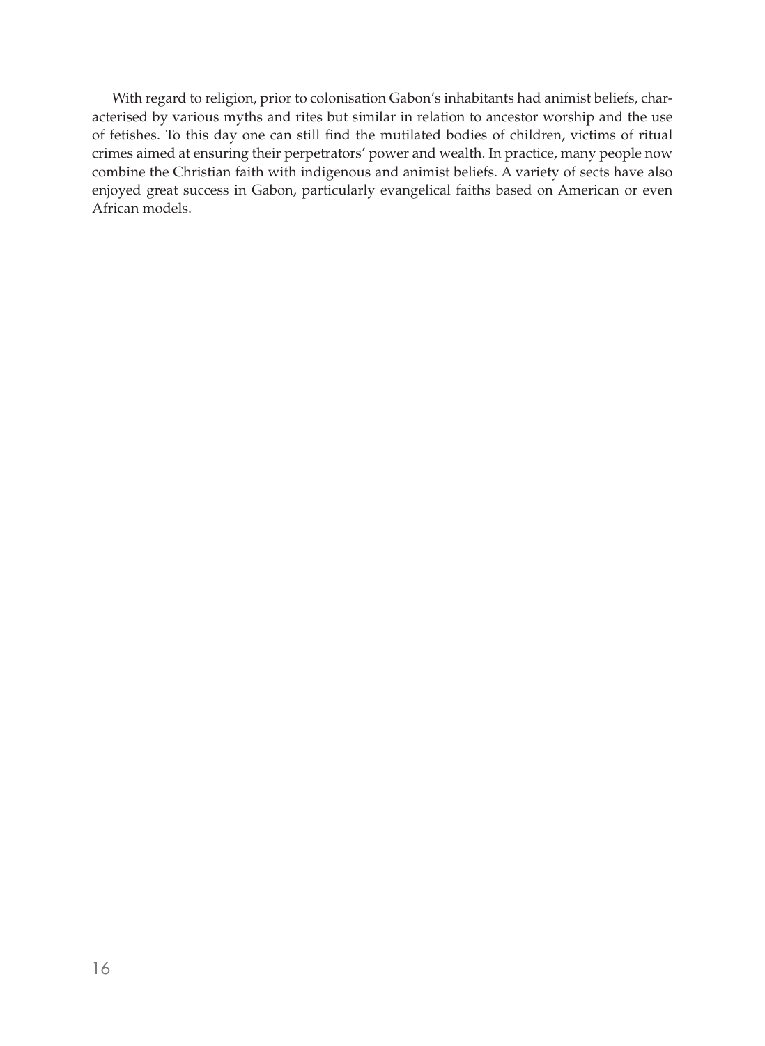With regard to religion, prior to colonisation Gabon's inhabitants had animist beliefs, characterised by various myths and rites but similar in relation to ancestor worship and the use of fetishes. To this day one can still find the mutilated bodies of children, victims of ritual crimes aimed at ensuring their perpetrators' power and wealth. In practice, many people now combine the Christian faith with indigenous and animist beliefs. A variety of sects have also enjoyed great success in Gabon, particularly evangelical faiths based on American or even African models.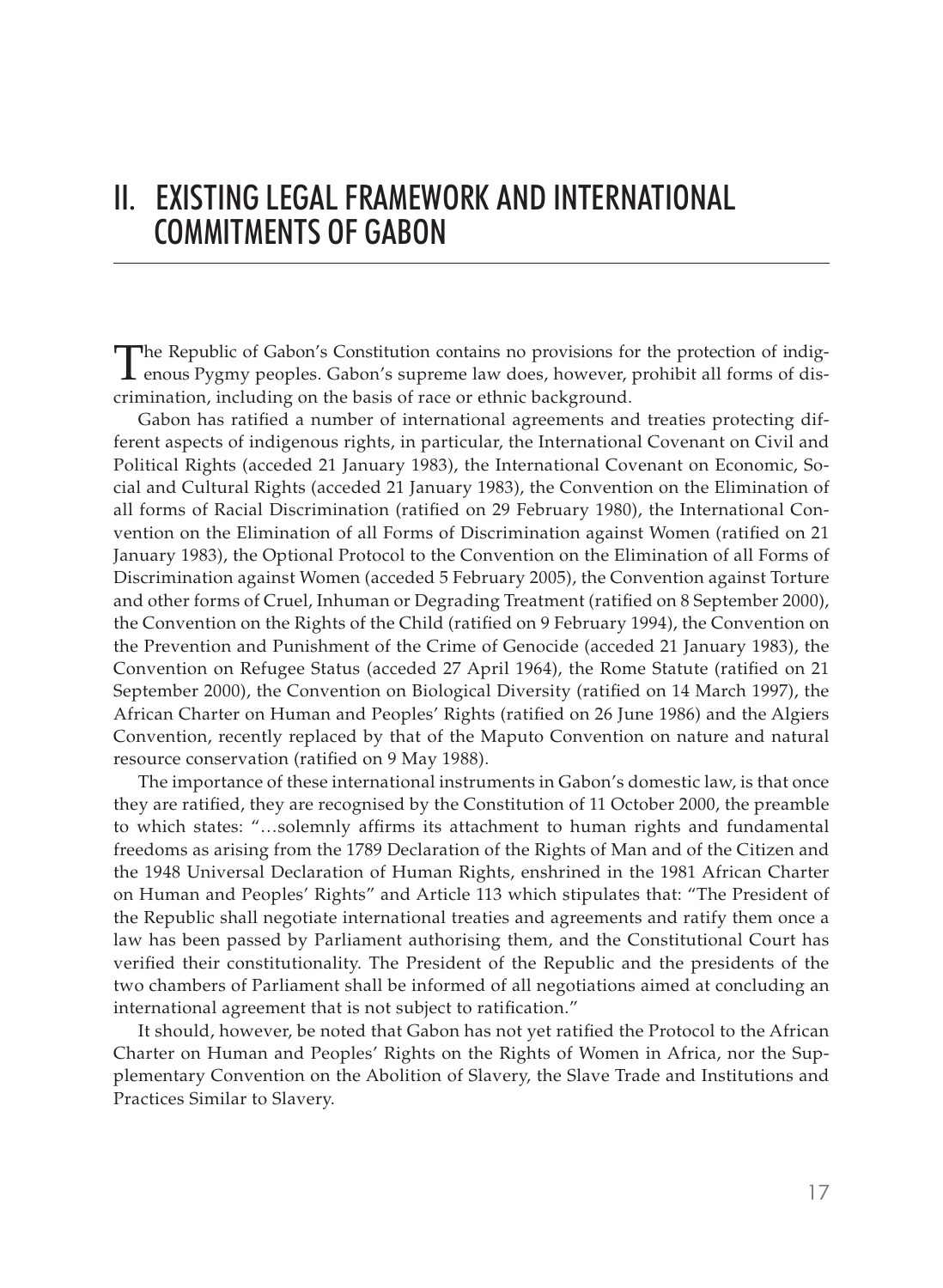# II. EXISTING LEGAL FRAMEWORK AND INTERNATIONAL COMMITMENTS OF GABON

The Republic of Gabon's Constitution contains no provisions for the protection of indigenous Pygmy peoples. Gabon's supreme law does, however, prohibit all forms of discrimination, including on the basis of race or ethnic background.

Gabon has ratified a number of international agreements and treaties protecting different aspects of indigenous rights, in particular, the International Covenant on Civil and Political Rights (acceded 21 January 1983), the International Covenant on Economic, Social and Cultural Rights (acceded 21 January 1983), the Convention on the Elimination of all forms of Racial Discrimination (ratified on 29 February 1980), the International Convention on the Elimination of all Forms of Discrimination against Women (ratified on 21 January 1983), the Optional Protocol to the Convention on the Elimination of all Forms of Discrimination against Women (acceded 5 February 2005), the Convention against Torture and other forms of Cruel, Inhuman or Degrading Treatment (ratified on 8 September 2000), the Convention on the Rights of the Child (ratified on 9 February 1994), the Convention on the Prevention and Punishment of the Crime of Genocide (acceded 21 January 1983), the Convention on Refugee Status (acceded 27 April 1964), the Rome Statute (ratified on 21 September 2000), the Convention on Biological Diversity (ratified on 14 March 1997), the African Charter on Human and Peoples' Rights (ratified on 26 June 1986) and the Algiers Convention, recently replaced by that of the Maputo Convention on nature and natural resource conservation (ratified on 9 May 1988).

The importance of these international instruments in Gabon's domestic law, is that once they are ratified, they are recognised by the Constitution of 11 October 2000, the preamble to which states: "…solemnly affirms its attachment to human rights and fundamental freedoms as arising from the 1789 Declaration of the Rights of Man and of the Citizen and the 1948 Universal Declaration of Human Rights, enshrined in the 1981 African Charter on Human and Peoples' Rights" and Article 113 which stipulates that: "The President of the Republic shall negotiate international treaties and agreements and ratify them once a law has been passed by Parliament authorising them, and the Constitutional Court has verified their constitutionality. The President of the Republic and the presidents of the two chambers of Parliament shall be informed of all negotiations aimed at concluding an international agreement that is not subject to ratification."

It should, however, be noted that Gabon has not yet ratified the Protocol to the African Charter on Human and Peoples' Rights on the Rights of Women in Africa, nor the Supplementary Convention on the Abolition of Slavery, the Slave Trade and Institutions and Practices Similar to Slavery.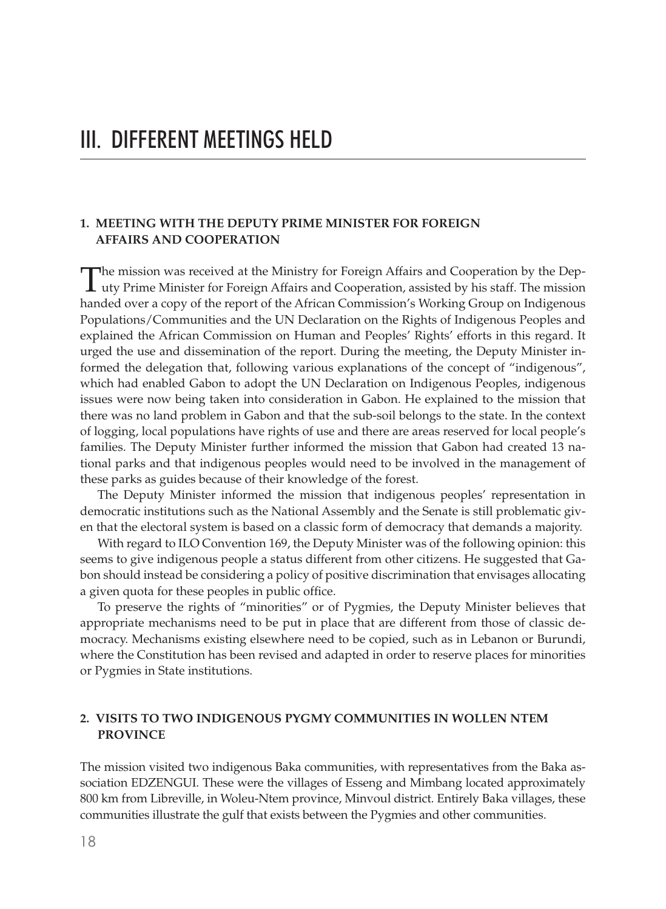# III. DIFFERENT MEETINGS HELD

## 1. MEETING WITH THE DEPUTY PRIME MINISTER FOR FOREIGN AFFAIRS AND COOPERATION

The mission was received at the Ministry for Foreign Affairs and Cooperation by the Deputy Prime Minister for Foreign Affairs and Cooperation, assisted by his staff. The mission handed over a copy of the report of the African Commission's Working Group on Indigenous Populations/Communities and the UN Declaration on the Rights of Indigenous Peoples and explained the African Commission on Human and Peoples' Rights' efforts in this regard. It urged the use and dissemination of the report. During the meeting, the Deputy Minister informed the delegation that, following various explanations of the concept of "indigenous", which had enabled Gabon to adopt the UN Declaration on Indigenous Peoples, indigenous issues were now being taken into consideration in Gabon. He explained to the mission that there was no land problem in Gabon and that the sub-soil belongs to the state. In the context of logging, local populations have rights of use and there are areas reserved for local people's families. The Deputy Minister further informed the mission that Gabon had created 13 national parks and that indigenous peoples would need to be involved in the management of these parks as guides because of their knowledge of the forest.

The Deputy Minister informed the mission that indigenous peoples' representation in democratic institutions such as the National Assembly and the Senate is still problematic given that the electoral system is based on a classic form of democracy that demands a majority.

With regard to ILO Convention 169, the Deputy Minister was of the following opinion: this seems to give indigenous people a status different from other citizens. He suggested that Gabon should instead be considering a policy of positive discrimination that envisages allocating a given quota for these peoples in public office.

To preserve the rights of "minorities" or of Pygmies, the Deputy Minister believes that appropriate mechanisms need to be put in place that are different from those of classic democracy. Mechanisms existing elsewhere need to be copied, such as in Lebanon or Burundi, where the Constitution has been revised and adapted in order to reserve places for minorities or Pygmies in State institutions.

## 2. VISITS TO TWO INDIGENOUS PYGMY COMMUNITIES IN WOLLEN NTEM PROVINCE

The mission visited two indigenous Baka communities, with representatives from the Baka association EDZENGUI. These were the villages of Esseng and Mimbang located approximately 800 km from Libreville, in Woleu-Ntem province, Minvoul district. Entirely Baka villages, these communities illustrate the gulf that exists between the Pygmies and other communities.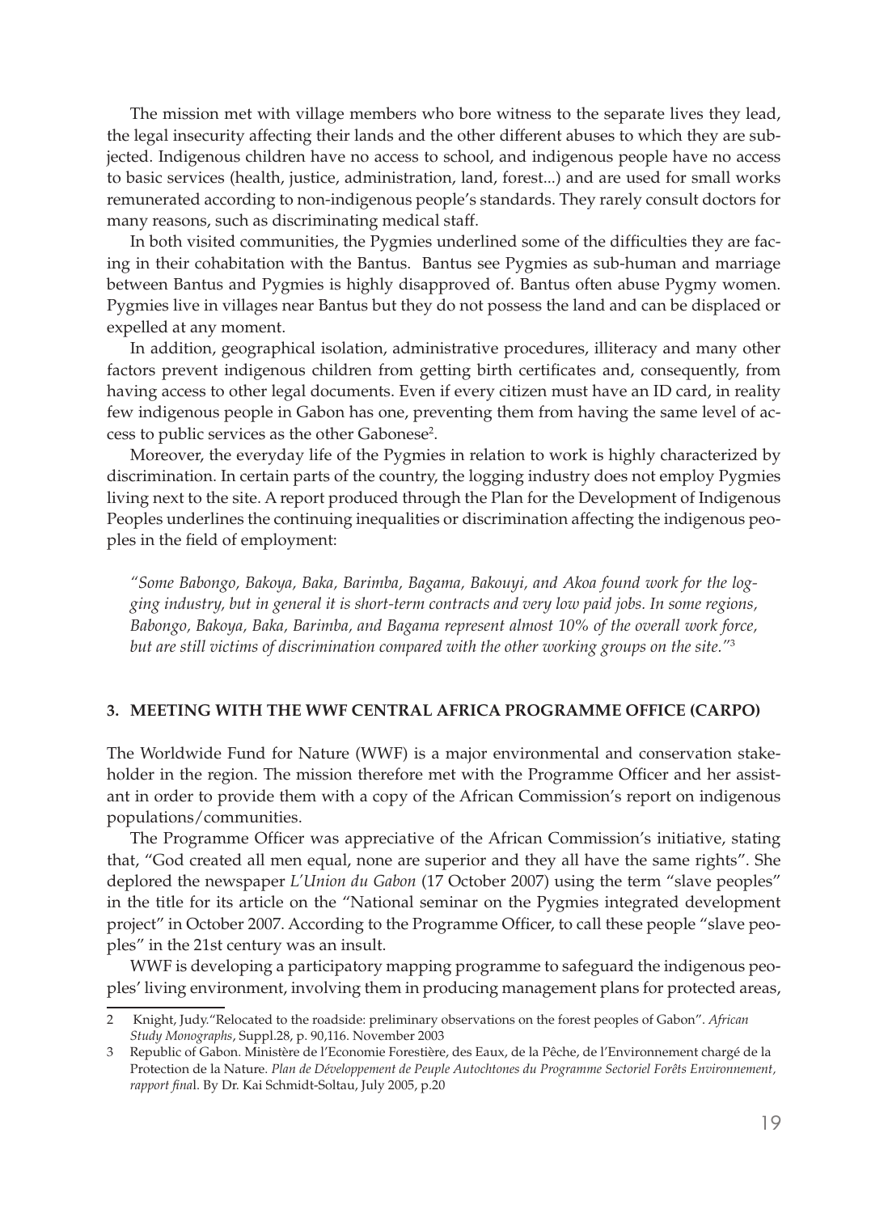The mission met with village members who bore witness to the separate lives they lead, the legal insecurity affecting their lands and the other different abuses to which they are subjected. Indigenous children have no access to school, and indigenous people have no access to basic services (health, justice, administration, land, forest...) and are used for small works remunerated according to non-indigenous people's standards. They rarely consult doctors for many reasons, such as discriminating medical staff.

In both visited communities, the Pygmies underlined some of the difficulties they are facing in their cohabitation with the Bantus. Bantus see Pygmies as sub-human and marriage between Bantus and Pygmies is highly disapproved of. Bantus often abuse Pygmy women. Pygmies live in villages near Bantus but they do not possess the land and can be displaced or expelled at any moment.

In addition, geographical isolation, administrative procedures, illiteracy and many other factors prevent indigenous children from getting birth certificates and, consequently, from having access to other legal documents. Even if every citizen must have an ID card, in reality few indigenous people in Gabon has one, preventing them from having the same level of access to public services as the other Gabonese[2].

Moreover, the everyday life of the Pygmies in relation to work is highly characterized by discrimination. In certain parts of the country, the logging industry does not employ Pygmies living next to the site. A report produced through the Plan for the Development of Indigenous Peoples underlines the continuing inequalities or discrimination affecting the indigenous peoples in the field of employment:

*"Some Babongo, Bakoya, Baka, Barimba, Bagama, Bakouyi, and Akoa found work for the logging industry, but in general it is short-term contracts and very low paid jobs. In some regions, Babongo, Bakoya, Baka, Barimba, and Bagama represent almost 10% of the overall work force, but are still victims of discrimination compared with the other working groups on the site."*[3]

### 3. MEETING WITH THE WWF CENTRAL AFRICA PROGRAMME OFFICE (CARPO)

The Worldwide Fund for Nature (WWF) is a major environmental and conservation stakeholder in the region. The mission therefore met with the Programme Officer and her assistant in order to provide them with a copy of the African Commission's report on indigenous populations/communities.

The Programme Officer was appreciative of the African Commission's initiative, stating that, "God created all men equal, none are superior and they all have the same rights". She deplored the newspaper *L'Union du Gabon* (17 October 2007) using the term "slave peoples" in the title for its article on the "National seminar on the Pygmies integrated development project" in October 2007. According to the Programme Officer, to call these people "slave peoples" in the 21st century was an insult.

WWF is developing a participatory mapping programme to safeguard the indigenous peoples' living environment, involving them in producing management plans for protected areas,

---

2 Knight, Judy."Relocated to the roadside: preliminary observations on the forest peoples of Gabon". *African Study Monographs*, Suppl.28, p. 90,116. November 2003

3 Republic of Gabon. Ministère de l'Economie Forestière, des Eaux, de la Pêche, de l'Environnement chargé de la Protection de la Nature. *Plan de Développement de Peuple Autochtones du Programme Sectoriel Forêts Environnement, rapport final*. By Dr. Kai Schmidt-Soltau, July 2005, p.20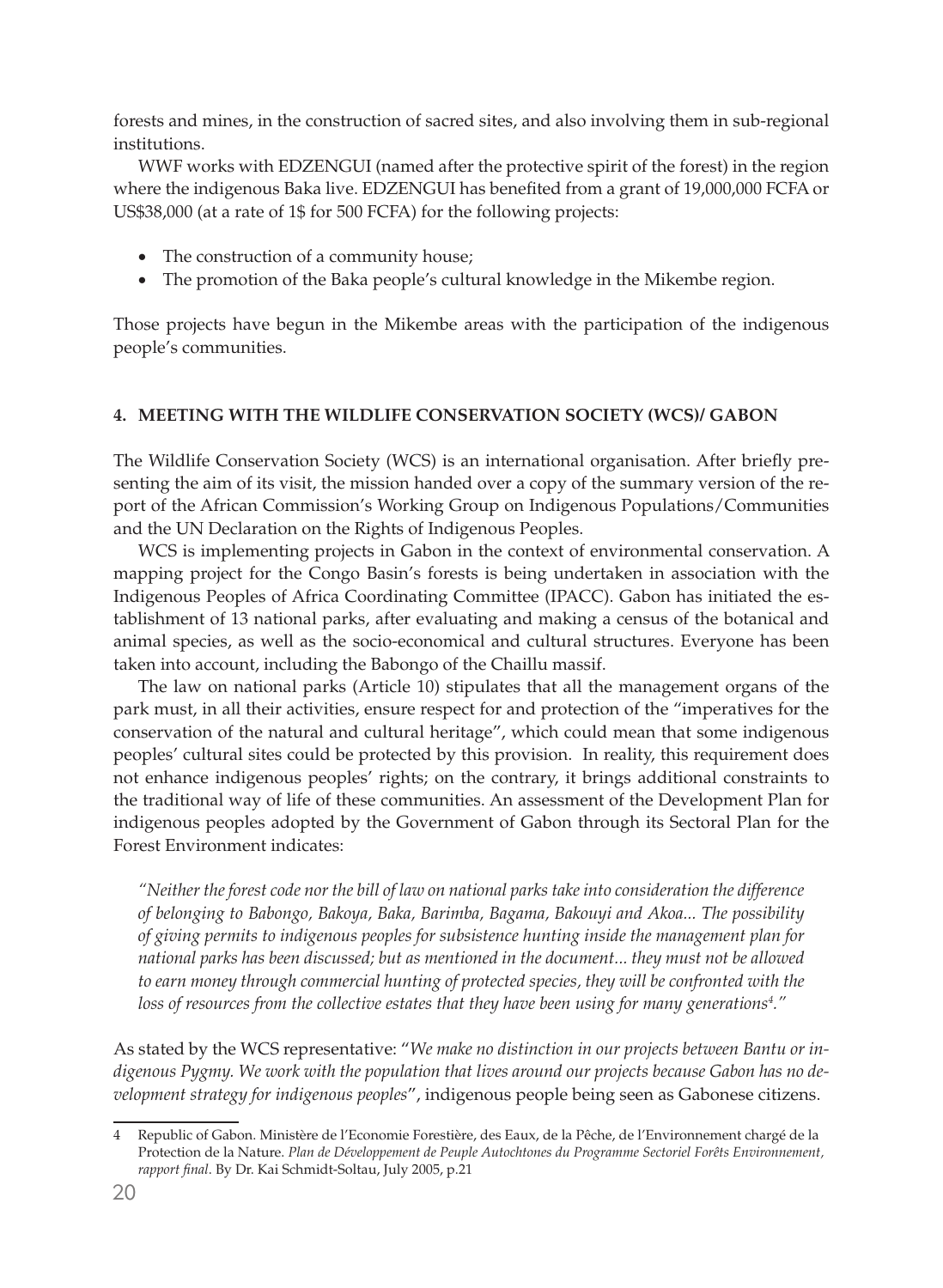forests and mines, in the construction of sacred sites, and also involving them in sub-regional institutions.

WWF works with EDZENGUI (named after the protective spirit of the forest) in the region where the indigenous Baka live. EDZENGUI has benefited from a grant of 19,000,000 FCFA or US$38,000 (at a rate of 1$ for 500 FCFA) for the following projects:

- The construction of a community house;
- The promotion of the Baka people's cultural knowledge in the Mikembe region.

Those projects have begun in the Mikembe areas with the participation of the indigenous people's communities.

#### 4. MEETING WITH THE WILDLIFE CONSERVATION SOCIETY (WCS)/ GABON

The Wildlife Conservation Society (WCS) is an international organisation. After briefly presenting the aim of its visit, the mission handed over a copy of the summary version of the report of the African Commission's Working Group on Indigenous Populations/Communities and the UN Declaration on the Rights of Indigenous Peoples.

WCS is implementing projects in Gabon in the context of environmental conservation. A mapping project for the Congo Basin's forests is being undertaken in association with the Indigenous Peoples of Africa Coordinating Committee (IPACC). Gabon has initiated the establishment of 13 national parks, after evaluating and making a census of the botanical and animal species, as well as the socio-economical and cultural structures. Everyone has been taken into account, including the Babongo of the Chaillu massif.

The law on national parks (Article 10) stipulates that all the management organs of the park must, in all their activities, ensure respect for and protection of the "imperatives for the conservation of the natural and cultural heritage", which could mean that some indigenous peoples' cultural sites could be protected by this provision. In reality, this requirement does not enhance indigenous peoples' rights; on the contrary, it brings additional constraints to the traditional way of life of these communities. An assessment of the Development Plan for indigenous peoples adopted by the Government of Gabon through its Sectoral Plan for the Forest Environment indicates:

> *"Neither the forest code nor the bill of law on national parks take into consideration the difference of belonging to Babongo, Bakoya, Baka, Barimba, Bagama, Bakouyi and Akoa... The possibility of giving permits to indigenous peoples for subsistence hunting inside the management plan for national parks has been discussed; but as mentioned in the document... they must not be allowed to earn money through commercial hunting of protected species, they will be confronted with the loss of resources from the collective estates that they have been using for many generations[4]."*

As stated by the WCS representative: "*We make no distinction in our projects between Bantu or indigenous Pygmy. We work with the population that lives around our projects because Gabon has no development strategy for indigenous peoples*", indigenous people being seen as Gabonese citizens.

---

4 Republic of Gabon. Ministère de l'Economie Forestière, des Eaux, de la Pêche, de l'Environnement chargé de la Protection de la Nature. *Plan de Développement de Peuple Autochtones du Programme Sectoriel Forêts Environnement, rapport final*. By Dr. Kai Schmidt-Soltau, July 2005, p.21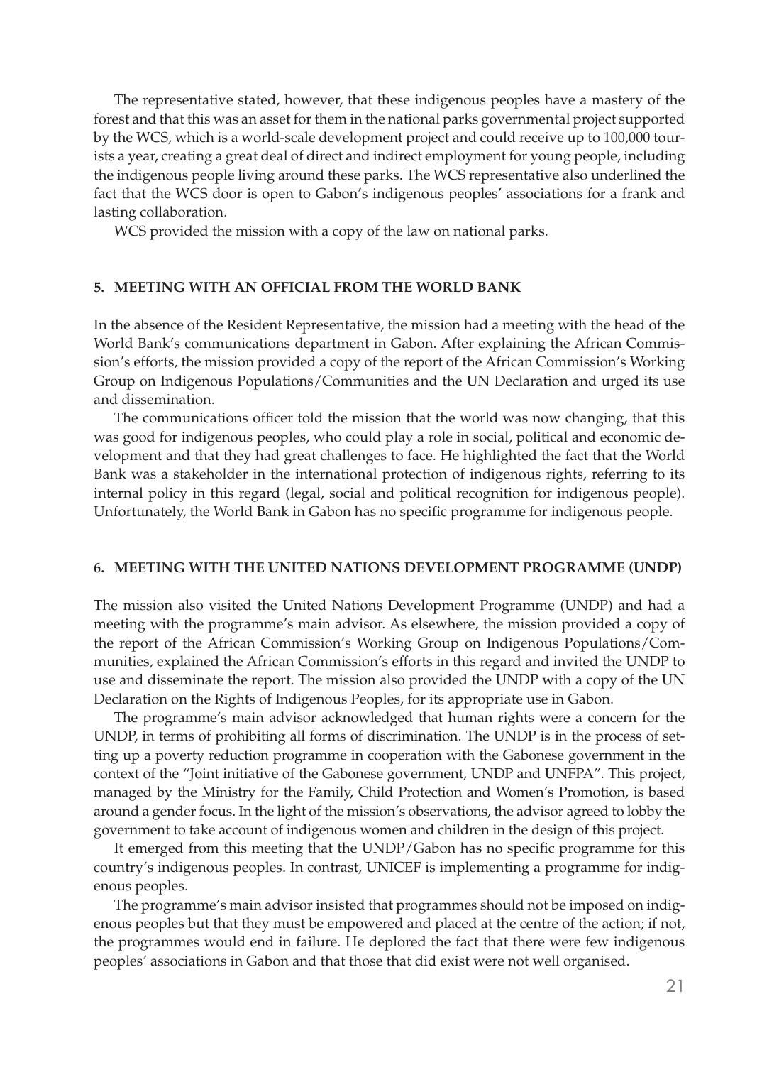The representative stated, however, that these indigenous peoples have a mastery of the forest and that this was an asset for them in the national parks governmental project supported by the WCS, which is a world-scale development project and could receive up to 100,000 tourists a year, creating a great deal of direct and indirect employment for young people, including the indigenous people living around these parks. The WCS representative also underlined the fact that the WCS door is open to Gabon's indigenous peoples' associations for a frank and lasting collaboration.

WCS provided the mission with a copy of the law on national parks.

## 5. MEETING WITH AN OFFICIAL FROM THE WORLD BANK

In the absence of the Resident Representative, the mission had a meeting with the head of the World Bank's communications department in Gabon. After explaining the African Commission's efforts, the mission provided a copy of the report of the African Commission's Working Group on Indigenous Populations/Communities and the UN Declaration and urged its use and dissemination.

The communications officer told the mission that the world was now changing, that this was good for indigenous peoples, who could play a role in social, political and economic development and that they had great challenges to face. He highlighted the fact that the World Bank was a stakeholder in the international protection of indigenous rights, referring to its internal policy in this regard (legal, social and political recognition for indigenous people). Unfortunately, the World Bank in Gabon has no specific programme for indigenous people.

## 6. MEETING WITH THE UNITED NATIONS DEVELOPMENT PROGRAMME (UNDP)

The mission also visited the United Nations Development Programme (UNDP) and had a meeting with the programme's main advisor. As elsewhere, the mission provided a copy of the report of the African Commission's Working Group on Indigenous Populations/Communities, explained the African Commission's efforts in this regard and invited the UNDP to use and disseminate the report. The mission also provided the UNDP with a copy of the UN Declaration on the Rights of Indigenous Peoples, for its appropriate use in Gabon.

The programme's main advisor acknowledged that human rights were a concern for the UNDP, in terms of prohibiting all forms of discrimination. The UNDP is in the process of setting up a poverty reduction programme in cooperation with the Gabonese government in the context of the "Joint initiative of the Gabonese government, UNDP and UNFPA". This project, managed by the Ministry for the Family, Child Protection and Women's Promotion, is based around a gender focus. In the light of the mission's observations, the advisor agreed to lobby the government to take account of indigenous women and children in the design of this project.

It emerged from this meeting that the UNDP/Gabon has no specific programme for this country's indigenous peoples. In contrast, UNICEF is implementing a programme for indigenous peoples.

The programme's main advisor insisted that programmes should not be imposed on indigenous peoples but that they must be empowered and placed at the centre of the action; if not, the programmes would end in failure. He deplored the fact that there were few indigenous peoples' associations in Gabon and that those that did exist were not well organised.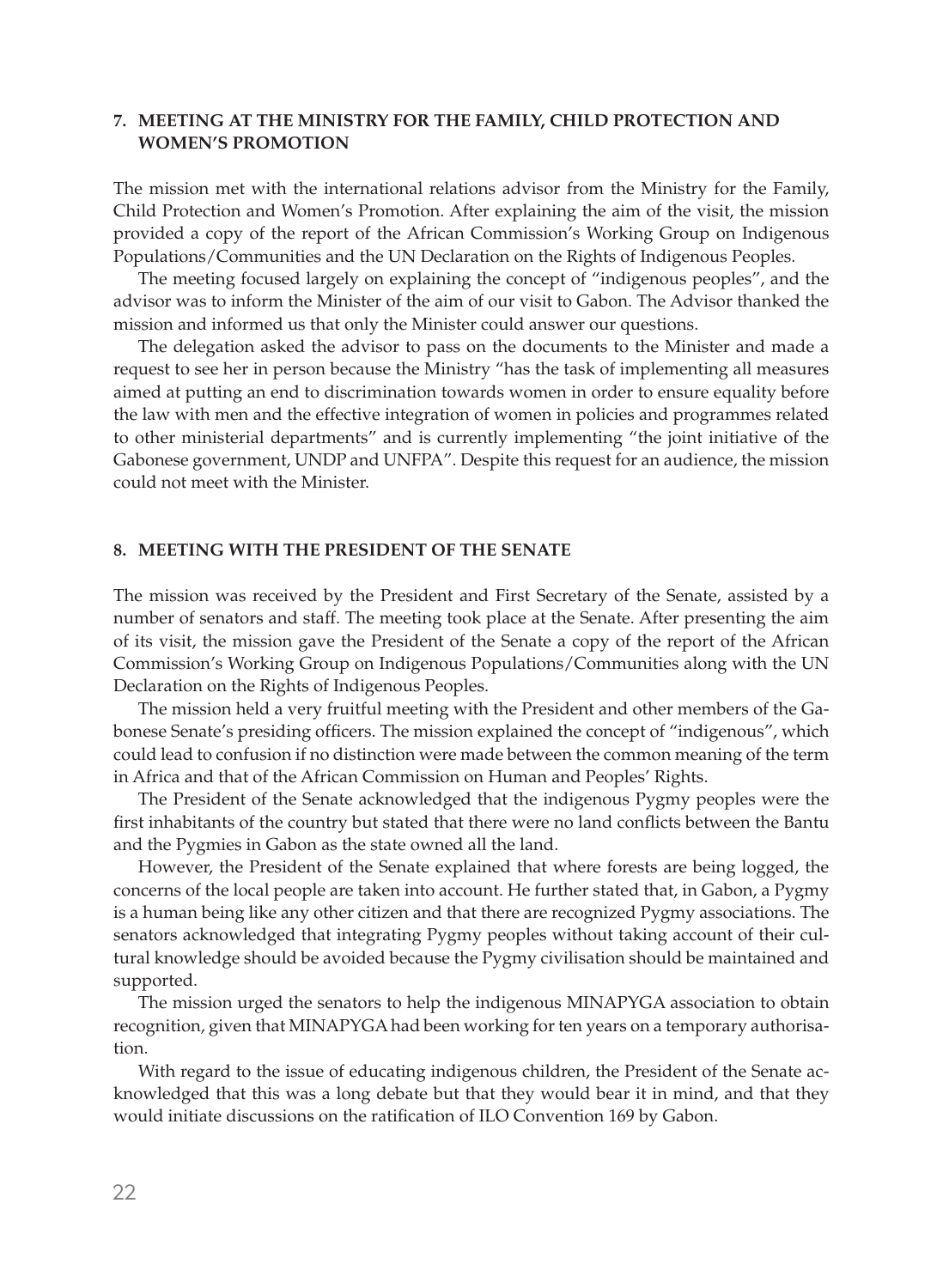## 7. MEETING AT THE MINISTRY FOR THE FAMILY, CHILD PROTECTION AND WOMEN'S PROMOTION

The mission met with the international relations advisor from the Ministry for the Family, Child Protection and Women's Promotion. After explaining the aim of the visit, the mission provided a copy of the report of the African Commission's Working Group on Indigenous Populations/Communities and the UN Declaration on the Rights of Indigenous Peoples.

The meeting focused largely on explaining the concept of "indigenous peoples", and the advisor was to inform the Minister of the aim of our visit to Gabon. The Advisor thanked the mission and informed us that only the Minister could answer our questions.

The delegation asked the advisor to pass on the documents to the Minister and made a request to see her in person because the Ministry "has the task of implementing all measures aimed at putting an end to discrimination towards women in order to ensure equality before the law with men and the effective integration of women in policies and programmes related to other ministerial departments" and is currently implementing "the joint initiative of the Gabonese government, UNDP and UNFPA". Despite this request for an audience, the mission could not meet with the Minister.

## 8. MEETING WITH THE PRESIDENT OF THE SENATE

The mission was received by the President and First Secretary of the Senate, assisted by a number of senators and staff. The meeting took place at the Senate. After presenting the aim of its visit, the mission gave the President of the Senate a copy of the report of the African Commission's Working Group on Indigenous Populations/Communities along with the UN Declaration on the Rights of Indigenous Peoples.

The mission held a very fruitful meeting with the President and other members of the Gabonese Senate's presiding officers. The mission explained the concept of "indigenous", which could lead to confusion if no distinction were made between the common meaning of the term in Africa and that of the African Commission on Human and Peoples' Rights.

The President of the Senate acknowledged that the indigenous Pygmy peoples were the first inhabitants of the country but stated that there were no land conflicts between the Bantu and the Pygmies in Gabon as the state owned all the land.

However, the President of the Senate explained that where forests are being logged, the concerns of the local people are taken into account. He further stated that, in Gabon, a Pygmy is a human being like any other citizen and that there are recognized Pygmy associations. The senators acknowledged that integrating Pygmy peoples without taking account of their cultural knowledge should be avoided because the Pygmy civilisation should be maintained and supported.

The mission urged the senators to help the indigenous MINAPYGA association to obtain recognition, given that MINAPYGA had been working for ten years on a temporary authorisation.

With regard to the issue of educating indigenous children, the President of the Senate acknowledged that this was a long debate but that they would bear it in mind, and that they would initiate discussions on the ratification of ILO Convention 169 by Gabon.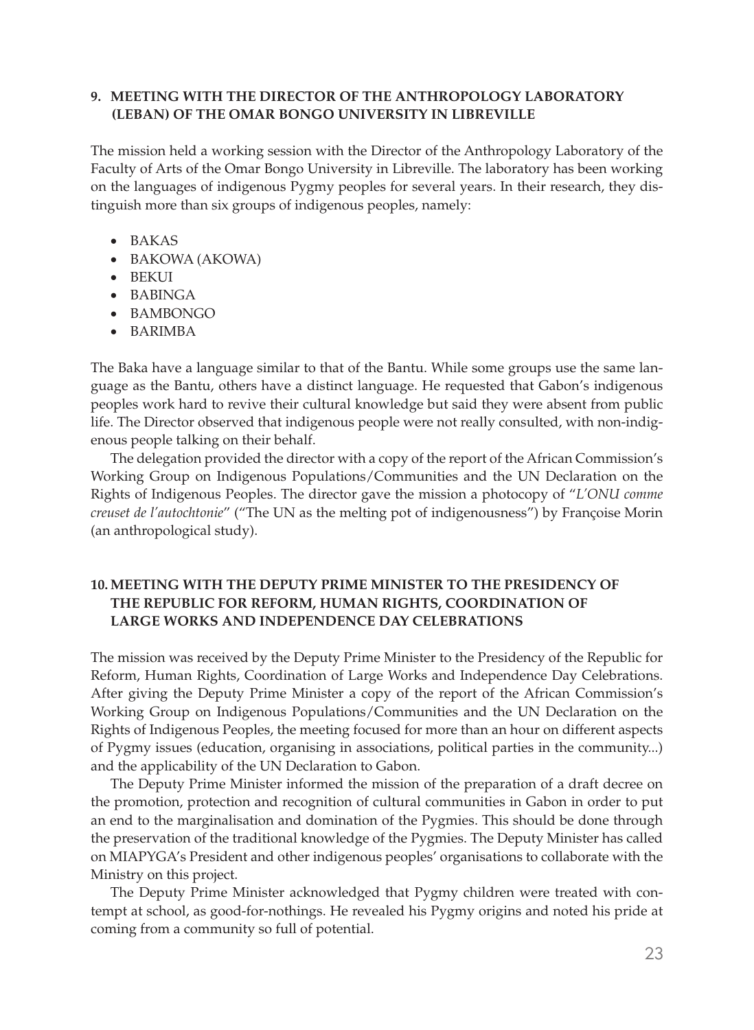## 9. MEETING WITH THE DIRECTOR OF THE ANTHROPOLOGY LABORATORY (LEBAN) OF THE OMAR BONGO UNIVERSITY IN LIBREVILLE

The mission held a working session with the Director of the Anthropology Laboratory of the Faculty of Arts of the Omar Bongo University in Libreville. The laboratory has been working on the languages of indigenous Pygmy peoples for several years. In their research, they distinguish more than six groups of indigenous peoples, namely:

- BAKAS
- BAKOWA (AKOWA)
- BEKUI
- BABINGA
- BAMBONGO
- BARIMBA

The Baka have a language similar to that of the Bantu. While some groups use the same language as the Bantu, others have a distinct language. He requested that Gabon's indigenous peoples work hard to revive their cultural knowledge but said they were absent from public life. The Director observed that indigenous people were not really consulted, with non-indigenous people talking on their behalf.

The delegation provided the director with a copy of the report of the African Commission's Working Group on Indigenous Populations/Communities and the UN Declaration on the Rights of Indigenous Peoples. The director gave the mission a photocopy of "*L'ONU comme creuset de l'autochtonie*" ("The UN as the melting pot of indigenousness") by Françoise Morin (an anthropological study).

## 10. MEETING WITH THE DEPUTY PRIME MINISTER TO THE PRESIDENCY OF THE REPUBLIC FOR REFORM, HUMAN RIGHTS, COORDINATION OF LARGE WORKS AND INDEPENDENCE DAY CELEBRATIONS

The mission was received by the Deputy Prime Minister to the Presidency of the Republic for Reform, Human Rights, Coordination of Large Works and Independence Day Celebrations. After giving the Deputy Prime Minister a copy of the report of the African Commission's Working Group on Indigenous Populations/Communities and the UN Declaration on the Rights of Indigenous Peoples, the meeting focused for more than an hour on different aspects of Pygmy issues (education, organising in associations, political parties in the community...) and the applicability of the UN Declaration to Gabon.

The Deputy Prime Minister informed the mission of the preparation of a draft decree on the promotion, protection and recognition of cultural communities in Gabon in order to put an end to the marginalisation and domination of the Pygmies. This should be done through the preservation of the traditional knowledge of the Pygmies. The Deputy Minister has called on MIAPYGA's President and other indigenous peoples' organisations to collaborate with the Ministry on this project.

The Deputy Prime Minister acknowledged that Pygmy children were treated with contempt at school, as good-for-nothings. He revealed his Pygmy origins and noted his pride at coming from a community so full of potential.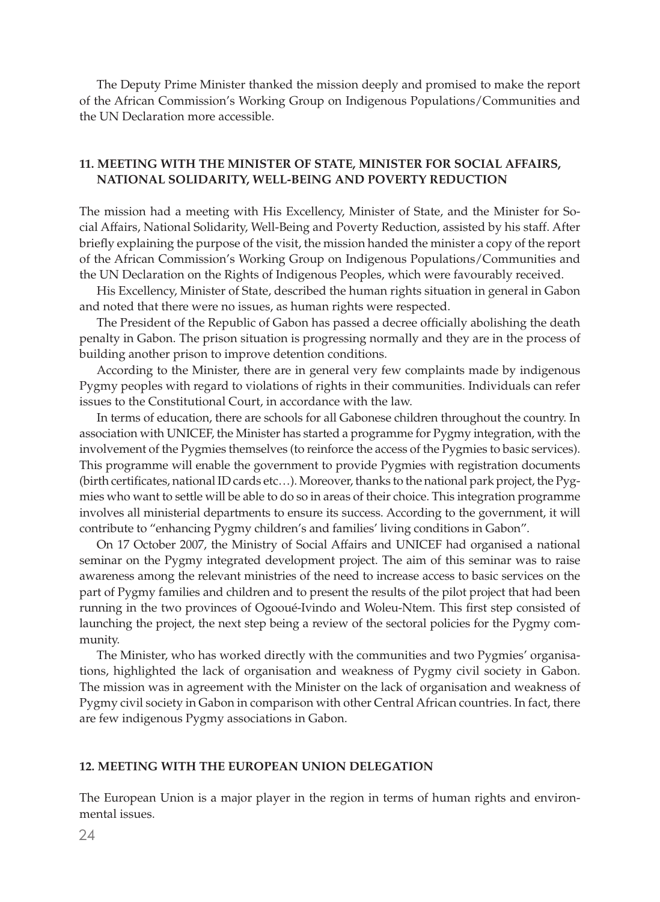The Deputy Prime Minister thanked the mission deeply and promised to make the report of the African Commission's Working Group on Indigenous Populations/Communities and the UN Declaration more accessible.

## 11. MEETING WITH THE MINISTER OF STATE, MINISTER FOR SOCIAL AFFAIRS, NATIONAL SOLIDARITY, WELL-BEING AND POVERTY REDUCTION

The mission had a meeting with His Excellency, Minister of State, and the Minister for Social Affairs, National Solidarity, Well-Being and Poverty Reduction, assisted by his staff. After briefly explaining the purpose of the visit, the mission handed the minister a copy of the report of the African Commission's Working Group on Indigenous Populations/Communities and the UN Declaration on the Rights of Indigenous Peoples, which were favourably received.

His Excellency, Minister of State, described the human rights situation in general in Gabon and noted that there were no issues, as human rights were respected.

The President of the Republic of Gabon has passed a decree officially abolishing the death penalty in Gabon. The prison situation is progressing normally and they are in the process of building another prison to improve detention conditions.

According to the Minister, there are in general very few complaints made by indigenous Pygmy peoples with regard to violations of rights in their communities. Individuals can refer issues to the Constitutional Court, in accordance with the law.

In terms of education, there are schools for all Gabonese children throughout the country. In association with UNICEF, the Minister has started a programme for Pygmy integration, with the involvement of the Pygmies themselves (to reinforce the access of the Pygmies to basic services). This programme will enable the government to provide Pygmies with registration documents (birth certificates, national ID cards etc…). Moreover, thanks to the national park project, the Pygmies who want to settle will be able to do so in areas of their choice. This integration programme involves all ministerial departments to ensure its success. According to the government, it will contribute to "enhancing Pygmy children's and families' living conditions in Gabon".

On 17 October 2007, the Ministry of Social Affairs and UNICEF had organised a national seminar on the Pygmy integrated development project. The aim of this seminar was to raise awareness among the relevant ministries of the need to increase access to basic services on the part of Pygmy families and children and to present the results of the pilot project that had been running in the two provinces of Ogooué-Ivindo and Woleu-Ntem. This first step consisted of launching the project, the next step being a review of the sectoral policies for the Pygmy community.

The Minister, who has worked directly with the communities and two Pygmies' organisations, highlighted the lack of organisation and weakness of Pygmy civil society in Gabon. The mission was in agreement with the Minister on the lack of organisation and weakness of Pygmy civil society in Gabon in comparison with other Central African countries. In fact, there are few indigenous Pygmy associations in Gabon.

## 12. MEETING WITH THE EUROPEAN UNION DELEGATION

The European Union is a major player in the region in terms of human rights and environmental issues.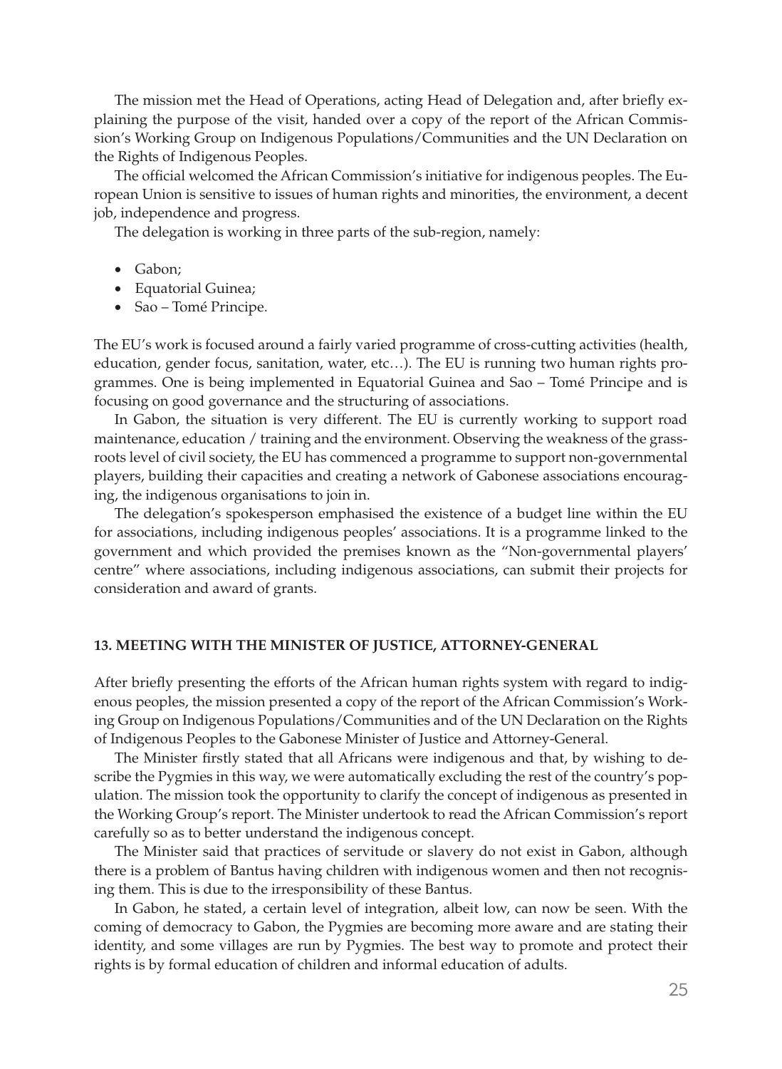The mission met the Head of Operations, acting Head of Delegation and, after briefly explaining the purpose of the visit, handed over a copy of the report of the African Commission's Working Group on Indigenous Populations/Communities and the UN Declaration on the Rights of Indigenous Peoples.

The official welcomed the African Commission's initiative for indigenous peoples. The European Union is sensitive to issues of human rights and minorities, the environment, a decent job, independence and progress.

The delegation is working in three parts of the sub-region, namely:

- Gabon;
- Equatorial Guinea;
- Sao – Tomé Principe.

The EU's work is focused around a fairly varied programme of cross-cutting activities (health, education, gender focus, sanitation, water, etc…). The EU is running two human rights programmes. One is being implemented in Equatorial Guinea and Sao – Tomé Principe and is focusing on good governance and the structuring of associations.

In Gabon, the situation is very different. The EU is currently working to support road maintenance, education / training and the environment. Observing the weakness of the grassroots level of civil society, the EU has commenced a programme to support non-governmental players, building their capacities and creating a network of Gabonese associations encouraging, the indigenous organisations to join in.

The delegation's spokesperson emphasised the existence of a budget line within the EU for associations, including indigenous peoples' associations. It is a programme linked to the government and which provided the premises known as the "Non-governmental players' centre" where associations, including indigenous associations, can submit their projects for consideration and award of grants.

## 13. MEETING WITH THE MINISTER OF JUSTICE, ATTORNEY-GENERAL

After briefly presenting the efforts of the African human rights system with regard to indigenous peoples, the mission presented a copy of the report of the African Commission's Working Group on Indigenous Populations/Communities and of the UN Declaration on the Rights of Indigenous Peoples to the Gabonese Minister of Justice and Attorney-General.

The Minister firstly stated that all Africans were indigenous and that, by wishing to describe the Pygmies in this way, we were automatically excluding the rest of the country's population. The mission took the opportunity to clarify the concept of indigenous as presented in the Working Group's report. The Minister undertook to read the African Commission's report carefully so as to better understand the indigenous concept.

The Minister said that practices of servitude or slavery do not exist in Gabon, although there is a problem of Bantus having children with indigenous women and then not recognising them. This is due to the irresponsibility of these Bantus.

In Gabon, he stated, a certain level of integration, albeit low, can now be seen. With the coming of democracy to Gabon, the Pygmies are becoming more aware and are stating their identity, and some villages are run by Pygmies. The best way to promote and protect their rights is by formal education of children and informal education of adults.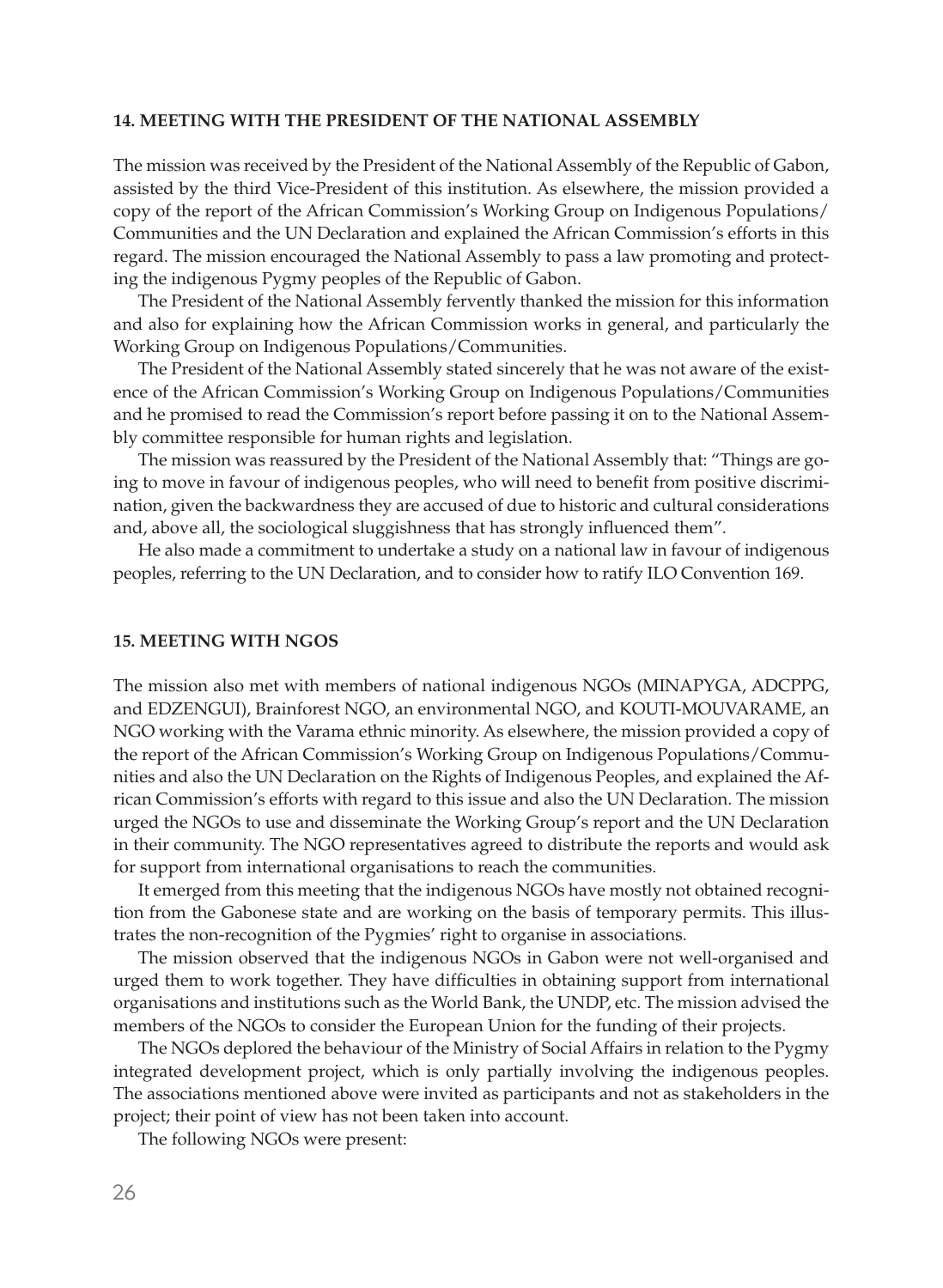## 14. MEETING WITH THE PRESIDENT OF THE NATIONAL ASSEMBLY

The mission was received by the President of the National Assembly of the Republic of Gabon, assisted by the third Vice-President of this institution. As elsewhere, the mission provided a copy of the report of the African Commission's Working Group on Indigenous Populations/Communities and the UN Declaration and explained the African Commission's efforts in this regard. The mission encouraged the National Assembly to pass a law promoting and protecting the indigenous Pygmy peoples of the Republic of Gabon.

The President of the National Assembly fervently thanked the mission for this information and also for explaining how the African Commission works in general, and particularly the Working Group on Indigenous Populations/Communities.

The President of the National Assembly stated sincerely that he was not aware of the existence of the African Commission's Working Group on Indigenous Populations/Communities and he promised to read the Commission's report before passing it on to the National Assembly committee responsible for human rights and legislation.

The mission was reassured by the President of the National Assembly that: "Things are going to move in favour of indigenous peoples, who will need to benefit from positive discrimination, given the backwardness they are accused of due to historic and cultural considerations and, above all, the sociological sluggishness that has strongly influenced them".

He also made a commitment to undertake a study on a national law in favour of indigenous peoples, referring to the UN Declaration, and to consider how to ratify ILO Convention 169.

## 15. MEETING WITH NGOS

The mission also met with members of national indigenous NGOs (MINAPYGA, ADCPPG, and EDZENGUI), Brainforest NGO, an environmental NGO, and KOUTI-MOUVARAME, an NGO working with the Varama ethnic minority. As elsewhere, the mission provided a copy of the report of the African Commission's Working Group on Indigenous Populations/Communities and also the UN Declaration on the Rights of Indigenous Peoples, and explained the African Commission's efforts with regard to this issue and also the UN Declaration. The mission urged the NGOs to use and disseminate the Working Group's report and the UN Declaration in their community. The NGO representatives agreed to distribute the reports and would ask for support from international organisations to reach the communities.

It emerged from this meeting that the indigenous NGOs have mostly not obtained recognition from the Gabonese state and are working on the basis of temporary permits. This illustrates the non-recognition of the Pygmies' right to organise in associations.

The mission observed that the indigenous NGOs in Gabon were not well-organised and urged them to work together. They have difficulties in obtaining support from international organisations and institutions such as the World Bank, the UNDP, etc. The mission advised the members of the NGOs to consider the European Union for the funding of their projects.

The NGOs deplored the behaviour of the Ministry of Social Affairs in relation to the Pygmy integrated development project, which is only partially involving the indigenous peoples. The associations mentioned above were invited as participants and not as stakeholders in the project; their point of view has not been taken into account.

The following NGOs were present: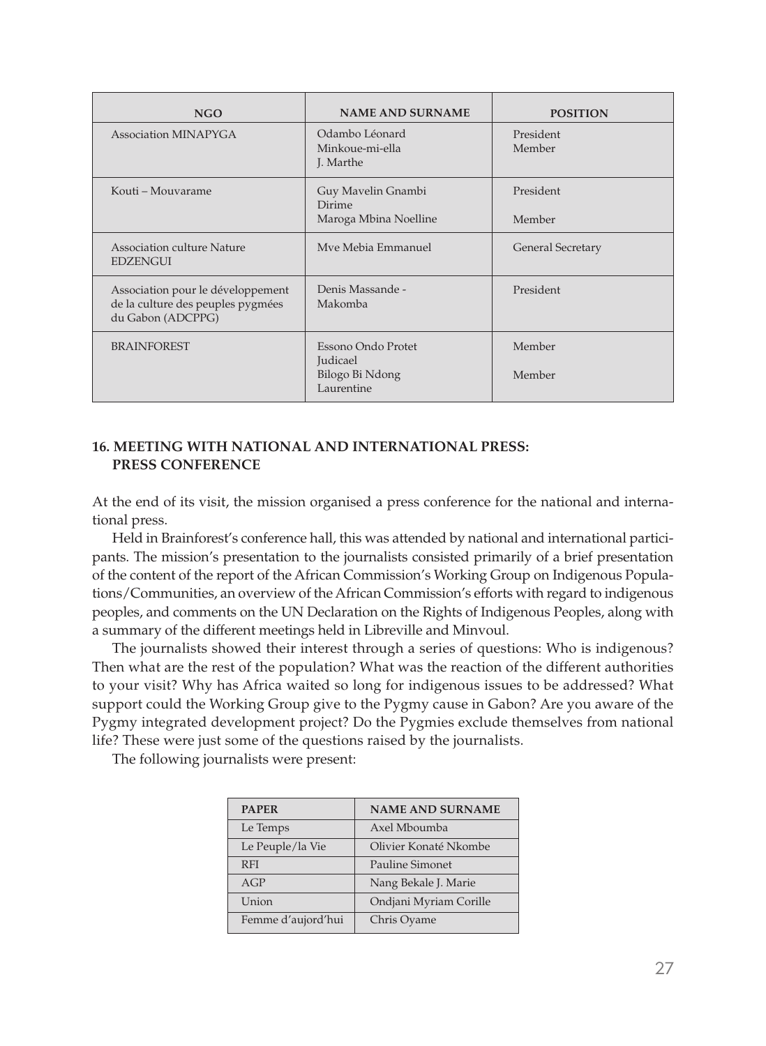| NGO | NAME AND SURNAME | POSITION |
| --- | --- | --- |
| Association MINAPYGA | Odambo Léonard<br>Minkoue-mi-ella<br>J. Marthe | President<br>Member |
| Kouti – Mouvarame | Guy Mavelin Gnambi<br>Dirime<br>Maroga Mbina Noelline | President<br><br>Member |
| Association culture Nature EDZENGUI | Mve Mebia Emmanuel | General Secretary |
| Association pour le développement de la culture des peuples pygmées du Gabon (ADCPPG) | Denis Massande - Makomba | President |
| BRAINFOREST | Essono Ondo Protet Judicael<br>Bilogo Bi Ndong Laurentine | Member<br><br>Member |

## 16. MEETING WITH NATIONAL AND INTERNATIONAL PRESS: PRESS CONFERENCE

At the end of its visit, the mission organised a press conference for the national and international press.

Held in Brainforest's conference hall, this was attended by national and international participants. The mission's presentation to the journalists consisted primarily of a brief presentation of the content of the report of the African Commission's Working Group on Indigenous Populations/Communities, an overview of the African Commission's efforts with regard to indigenous peoples, and comments on the UN Declaration on the Rights of Indigenous Peoples, along with a summary of the different meetings held in Libreville and Minvoul.

The journalists showed their interest through a series of questions: Who is indigenous? Then what are the rest of the population? What was the reaction of the different authorities to your visit? Why has Africa waited so long for indigenous issues to be addressed? What support could the Working Group give to the Pygmy cause in Gabon? Are you aware of the Pygmy integrated development project? Do the Pygmies exclude themselves from national life? These were just some of the questions raised by the journalists.

The following journalists were present:

| PAPER | NAME AND SURNAME |
| --- | --- |
| Le Temps | Axel Mboumba |
| Le Peuple/la Vie | Olivier Konaté Nkombe |
| RFI | Pauline Simonet |
| AGP | Nang Bekale J. Marie |
| Union | Ondjani Myriam Corille |
| Femme d'aujord'hui | Chris Oyame |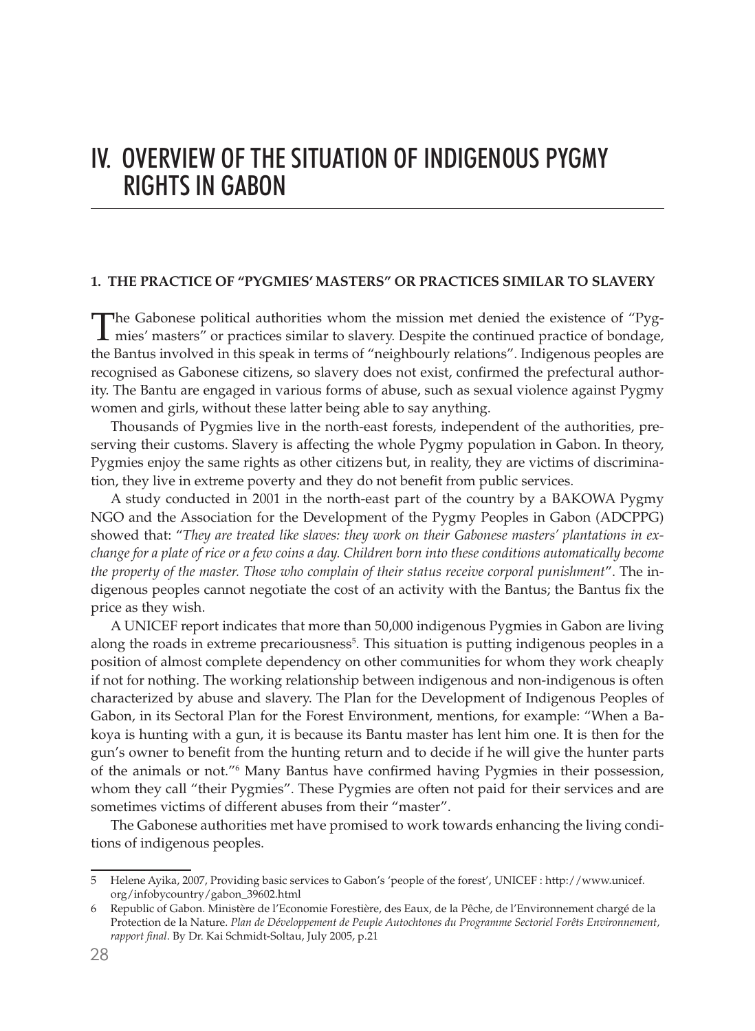# IV. OVERVIEW OF THE SITUATION OF INDIGENOUS PYGMY RIGHTS IN GABON

## 1. THE PRACTICE OF "PYGMIES' MASTERS" OR PRACTICES SIMILAR TO SLAVERY

The Gabonese political authorities whom the mission met denied the existence of "Pygmies' masters" or practices similar to slavery. Despite the continued practice of bondage, the Bantus involved in this speak in terms of "neighbourly relations". Indigenous peoples are recognised as Gabonese citizens, so slavery does not exist, confirmed the prefectural authority. The Bantu are engaged in various forms of abuse, such as sexual violence against Pygmy women and girls, without these latter being able to say anything.

Thousands of Pygmies live in the north-east forests, independent of the authorities, preserving their customs. Slavery is affecting the whole Pygmy population in Gabon. In theory, Pygmies enjoy the same rights as other citizens but, in reality, they are victims of discrimination, they live in extreme poverty and they do not benefit from public services.

A study conducted in 2001 in the north-east part of the country by a BAKOWA Pygmy NGO and the Association for the Development of the Pygmy Peoples in Gabon (ADCPPG) showed that: "*They are treated like slaves: they work on their Gabonese masters' plantations in exchange for a plate of rice or a few coins a day. Children born into these conditions automatically become the property of the master. Those who complain of their status receive corporal punishment*". The indigenous peoples cannot negotiate the cost of an activity with the Bantus; the Bantus fix the price as they wish.

A UNICEF report indicates that more than 50,000 indigenous Pygmies in Gabon are living along the roads in extreme precariousness[5]. This situation is putting indigenous peoples in a position of almost complete dependency on other communities for whom they work cheaply if not for nothing. The working relationship between indigenous and non-indigenous is often characterized by abuse and slavery. The Plan for the Development of Indigenous Peoples of Gabon, in its Sectoral Plan for the Forest Environment, mentions, for example: "When a Bakoya is hunting with a gun, it is because its Bantu master has lent him one. It is then for the gun's owner to benefit from the hunting return and to decide if he will give the hunter parts of the animals or not."[6] Many Bantus have confirmed having Pygmies in their possession, whom they call "their Pygmies". These Pygmies are often not paid for their services and are sometimes victims of different abuses from their "master".

The Gabonese authorities met have promised to work towards enhancing the living conditions of indigenous peoples.

---

5 Helene Ayika, 2007, Providing basic services to Gabon's 'people of the forest', UNICEF : http://www.unicef.org/infobycountry/gabon_39602.html

6 Republic of Gabon. Ministère de l'Economie Forestière, des Eaux, de la Pêche, de l'Environnement chargé de la Protection de la Nature. *Plan de Développement de Peuple Autochtones du Programme Sectoriel Forêts Environnement, rapport final*. By Dr. Kai Schmidt-Soltau, July 2005, p.21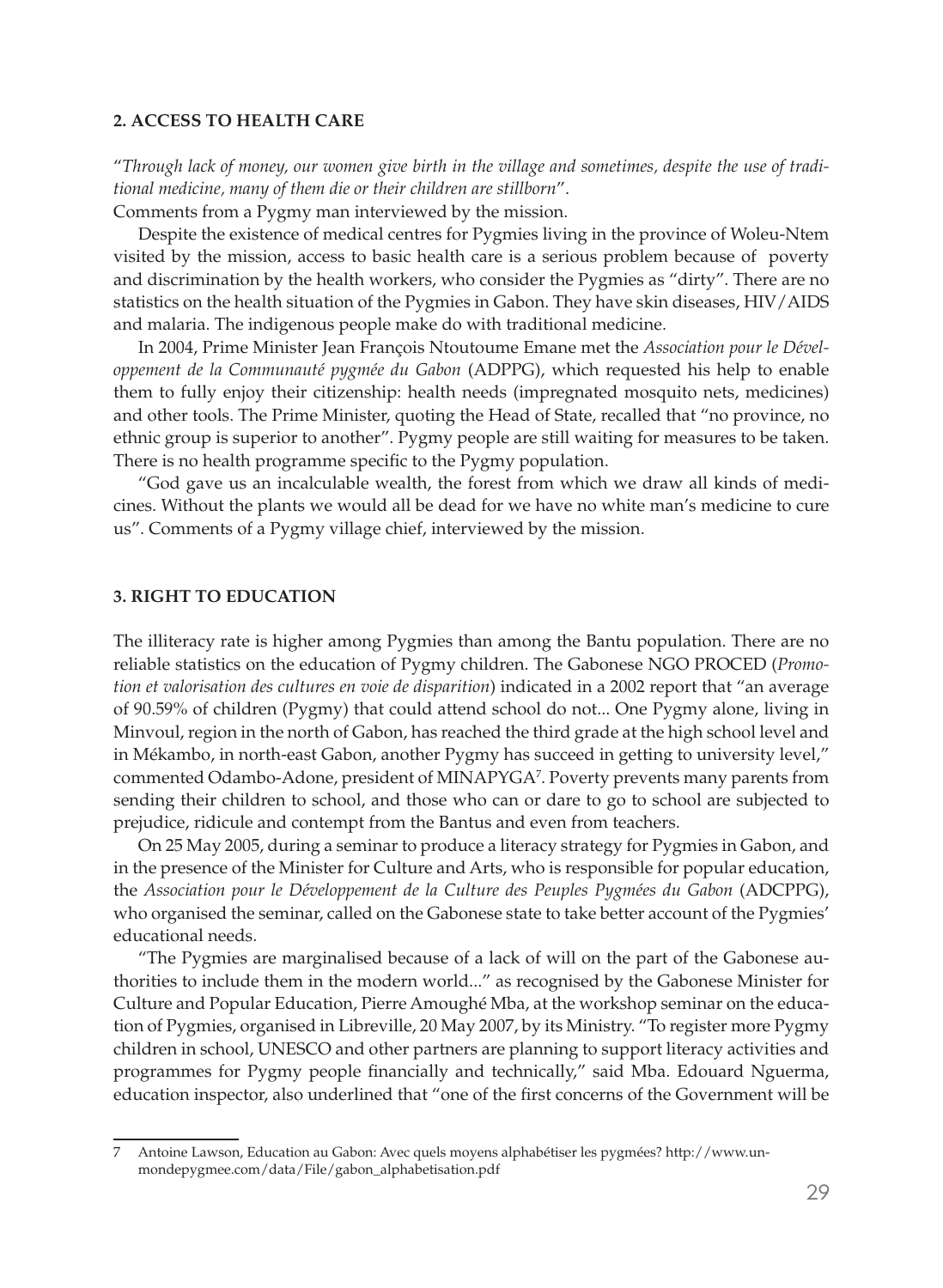### 2. ACCESS TO HEALTH CARE

"*Through lack of money, our women give birth in the village and sometimes, despite the use of traditional medicine, many of them die or their children are stillborn*".

Comments from a Pygmy man interviewed by the mission.

Despite the existence of medical centres for Pygmies living in the province of Woleu-Ntem visited by the mission, access to basic health care is a serious problem because of poverty and discrimination by the health workers, who consider the Pygmies as "dirty". There are no statistics on the health situation of the Pygmies in Gabon. They have skin diseases, HIV/AIDS and malaria. The indigenous people make do with traditional medicine.

In 2004, Prime Minister Jean François Ntoutoume Emane met the *Association pour le Développement de la Communauté pygmée du Gabon* (ADPPG), which requested his help to enable them to fully enjoy their citizenship: health needs (impregnated mosquito nets, medicines) and other tools. The Prime Minister, quoting the Head of State, recalled that "no province, no ethnic group is superior to another". Pygmy people are still waiting for measures to be taken. There is no health programme specific to the Pygmy population.

"God gave us an incalculable wealth, the forest from which we draw all kinds of medicines. Without the plants we would all be dead for we have no white man's medicine to cure us". Comments of a Pygmy village chief, interviewed by the mission.

### 3. RIGHT TO EDUCATION

The illiteracy rate is higher among Pygmies than among the Bantu population. There are no reliable statistics on the education of Pygmy children. The Gabonese NGO PROCED (*Promotion et valorisation des cultures en voie de disparition*) indicated in a 2002 report that "an average of 90.59% of children (Pygmy) that could attend school do not... One Pygmy alone, living in Minvoul, region in the north of Gabon, has reached the third grade at the high school level and in Mékambo, in north-east Gabon, another Pygmy has succeed in getting to university level," commented Odambo-Adone, president of MINAPYGA[7]. Poverty prevents many parents from sending their children to school, and those who can or dare to go to school are subjected to prejudice, ridicule and contempt from the Bantus and even from teachers.

On 25 May 2005, during a seminar to produce a literacy strategy for Pygmies in Gabon, and in the presence of the Minister for Culture and Arts, who is responsible for popular education, the *Association pour le Développement de la Culture des Peuples Pygmées du Gabon* (ADCPPG), who organised the seminar, called on the Gabonese state to take better account of the Pygmies' educational needs.

"The Pygmies are marginalised because of a lack of will on the part of the Gabonese authorities to include them in the modern world..." as recognised by the Gabonese Minister for Culture and Popular Education, Pierre Amoughé Mba, at the workshop seminar on the education of Pygmies, organised in Libreville, 20 May 2007, by its Ministry. "To register more Pygmy children in school, UNESCO and other partners are planning to support literacy activities and programmes for Pygmy people financially and technically," said Mba. Edouard Nguerma, education inspector, also underlined that "one of the first concerns of the Government will be

---

7 Antoine Lawson, Education au Gabon: Avec quels moyens alphabétiser les pygmées? http://www.unmondepygmee.com/data/File/gabon_alphabetisation.pdf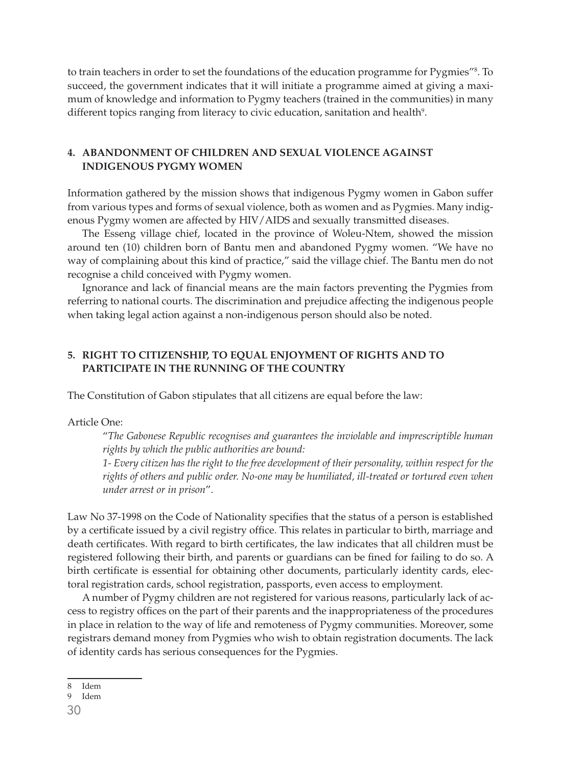to train teachers in order to set the foundations of the education programme for Pygmies"[8]. To succeed, the government indicates that it will initiate a programme aimed at giving a maximum of knowledge and information to Pygmy teachers (trained in the communities) in many different topics ranging from literacy to civic education, sanitation and health[9].

## 4. ABANDONMENT OF CHILDREN AND SEXUAL VIOLENCE AGAINST INDIGENOUS PYGMY WOMEN

Information gathered by the mission shows that indigenous Pygmy women in Gabon suffer from various types and forms of sexual violence, both as women and as Pygmies. Many indigenous Pygmy women are affected by HIV/AIDS and sexually transmitted diseases.

The Esseng village chief, located in the province of Woleu-Ntem, showed the mission around ten (10) children born of Bantu men and abandoned Pygmy women. "We have no way of complaining about this kind of practice," said the village chief. The Bantu men do not recognise a child conceived with Pygmy women.

Ignorance and lack of financial means are the main factors preventing the Pygmies from referring to national courts. The discrimination and prejudice affecting the indigenous people when taking legal action against a non-indigenous person should also be noted.

## 5. RIGHT TO CITIZENSHIP, TO EQUAL ENJOYMENT OF RIGHTS AND TO PARTICIPATE IN THE RUNNING OF THE COUNTRY

The Constitution of Gabon stipulates that all citizens are equal before the law:

Article One:

> "*The Gabonese Republic recognises and guarantees the inviolable and imprescriptible human rights by which the public authorities are bound:*
> *1- Every citizen has the right to the free development of their personality, within respect for the rights of others and public order. No-one may be humiliated, ill-treated or tortured even when under arrest or in prison*".

Law No 37-1998 on the Code of Nationality specifies that the status of a person is established by a certificate issued by a civil registry office. This relates in particular to birth, marriage and death certificates. With regard to birth certificates, the law indicates that all children must be registered following their birth, and parents or guardians can be fined for failing to do so. A birth certificate is essential for obtaining other documents, particularly identity cards, electoral registration cards, school registration, passports, even access to employment.

A number of Pygmy children are not registered for various reasons, particularly lack of access to registry offices on the part of their parents and the inappropriateness of the procedures in place in relation to the way of life and remoteness of Pygmy communities. Moreover, some registrars demand money from Pygmies who wish to obtain registration documents. The lack of identity cards has serious consequences for the Pygmies.

---

8 Idem

9 Idem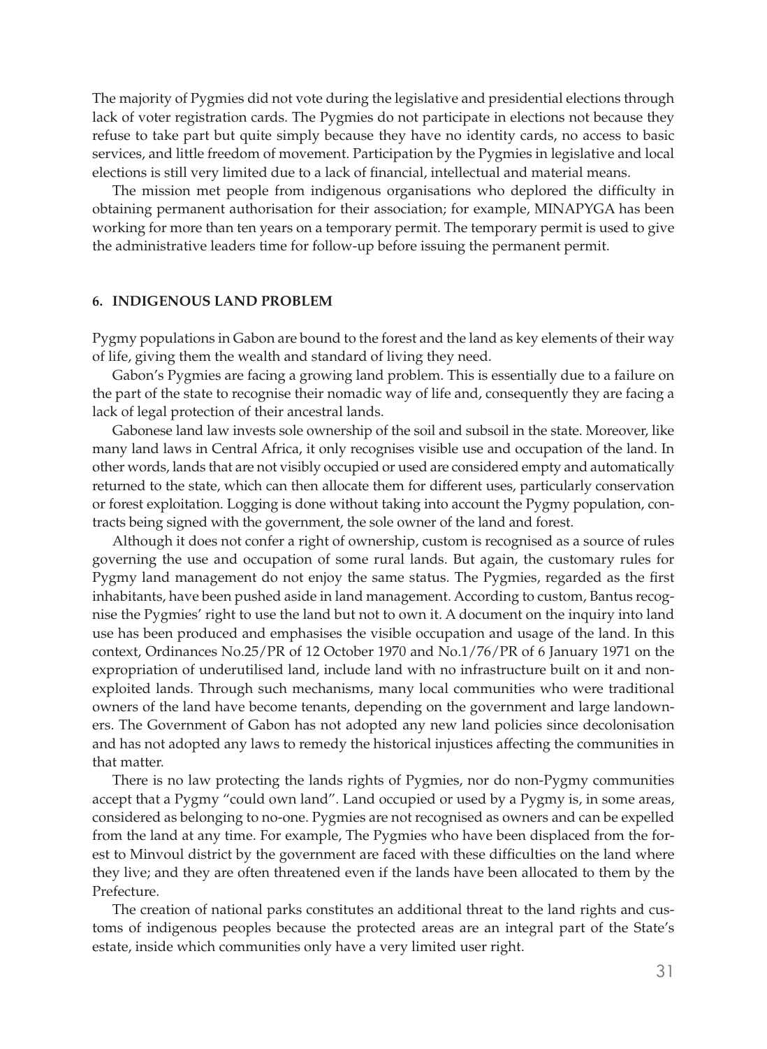The majority of Pygmies did not vote during the legislative and presidential elections through lack of voter registration cards. The Pygmies do not participate in elections not because they refuse to take part but quite simply because they have no identity cards, no access to basic services, and little freedom of movement. Participation by the Pygmies in legislative and local elections is still very limited due to a lack of financial, intellectual and material means.

The mission met people from indigenous organisations who deplored the difficulty in obtaining permanent authorisation for their association; for example, MINAPYGA has been working for more than ten years on a temporary permit. The temporary permit is used to give the administrative leaders time for follow-up before issuing the permanent permit.

## 6. INDIGENOUS LAND PROBLEM

Pygmy populations in Gabon are bound to the forest and the land as key elements of their way of life, giving them the wealth and standard of living they need.

Gabon's Pygmies are facing a growing land problem. This is essentially due to a failure on the part of the state to recognise their nomadic way of life and, consequently they are facing a lack of legal protection of their ancestral lands.

Gabonese land law invests sole ownership of the soil and subsoil in the state. Moreover, like many land laws in Central Africa, it only recognises visible use and occupation of the land. In other words, lands that are not visibly occupied or used are considered empty and automatically returned to the state, which can then allocate them for different uses, particularly conservation or forest exploitation. Logging is done without taking into account the Pygmy population, contracts being signed with the government, the sole owner of the land and forest.

Although it does not confer a right of ownership, custom is recognised as a source of rules governing the use and occupation of some rural lands. But again, the customary rules for Pygmy land management do not enjoy the same status. The Pygmies, regarded as the first inhabitants, have been pushed aside in land management. According to custom, Bantus recognise the Pygmies' right to use the land but not to own it. A document on the inquiry into land use has been produced and emphasises the visible occupation and usage of the land. In this context, Ordinances No.25/PR of 12 October 1970 and No.1/76/PR of 6 January 1971 on the expropriation of underutilised land, include land with no infrastructure built on it and non-exploited lands. Through such mechanisms, many local communities who were traditional owners of the land have become tenants, depending on the government and large landowners. The Government of Gabon has not adopted any new land policies since decolonisation and has not adopted any laws to remedy the historical injustices affecting the communities in that matter.

There is no law protecting the lands rights of Pygmies, nor do non-Pygmy communities accept that a Pygmy "could own land". Land occupied or used by a Pygmy is, in some areas, considered as belonging to no-one. Pygmies are not recognised as owners and can be expelled from the land at any time. For example, The Pygmies who have been displaced from the forest to Minvoul district by the government are faced with these difficulties on the land where they live; and they are often threatened even if the lands have been allocated to them by the Prefecture.

The creation of national parks constitutes an additional threat to the land rights and customs of indigenous peoples because the protected areas are an integral part of the State's estate, inside which communities only have a very limited user right.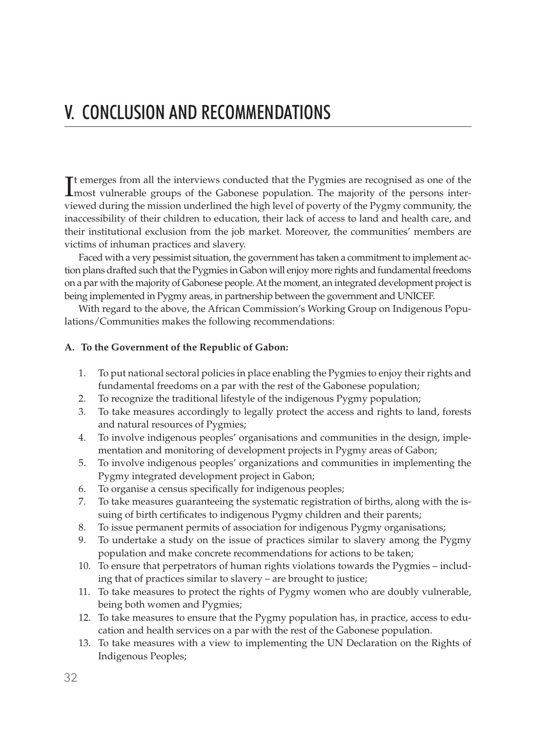# V. CONCLUSION AND RECOMMENDATIONS

It emerges from all the interviews conducted that the Pygmies are recognised as one of the most vulnerable groups of the Gabonese population. The majority of the persons interviewed during the mission underlined the high level of poverty of the Pygmy community, the inaccessibility of their children to education, their lack of access to land and health care, and their institutional exclusion from the job market. Moreover, the communities' members are victims of inhuman practices and slavery.

Faced with a very pessimist situation, the government has taken a commitment to implement action plans drafted such that the Pygmies in Gabon will enjoy more rights and fundamental freedoms on a par with the majority of Gabonese people. At the moment, an integrated development project is being implemented in Pygmy areas, in partnership between the government and UNICEF.

With regard to the above, the African Commission's Working Group on Indigenous Populations/Communities makes the following recommendations:

**A. To the Government of the Republic of Gabon:**

1. To put national sectoral policies in place enabling the Pygmies to enjoy their rights and fundamental freedoms on a par with the rest of the Gabonese population;
2. To recognize the traditional lifestyle of the indigenous Pygmy population;
3. To take measures accordingly to legally protect the access and rights to land, forests and natural resources of Pygmies;
4. To involve indigenous peoples' organisations and communities in the design, implementation and monitoring of development projects in Pygmy areas of Gabon;
5. To involve indigenous peoples' organizations and communities in implementing the Pygmy integrated development project in Gabon;
6. To organise a census specifically for indigenous peoples;
7. To take measures guaranteeing the systematic registration of births, along with the issuing of birth certificates to indigenous Pygmy children and their parents;
8. To issue permanent permits of association for indigenous Pygmy organisations;
9. To undertake a study on the issue of practices similar to slavery among the Pygmy population and make concrete recommendations for actions to be taken;
10. To ensure that perpetrators of human rights violations towards the Pygmies – including that of practices similar to slavery – are brought to justice;
11. To take measures to protect the rights of Pygmy women who are doubly vulnerable, being both women and Pygmies;
12. To take measures to ensure that the Pygmy population has, in practice, access to education and health services on a par with the rest of the Gabonese population.
13. To take measures with a view to implementing the UN Declaration on the Rights of Indigenous Peoples;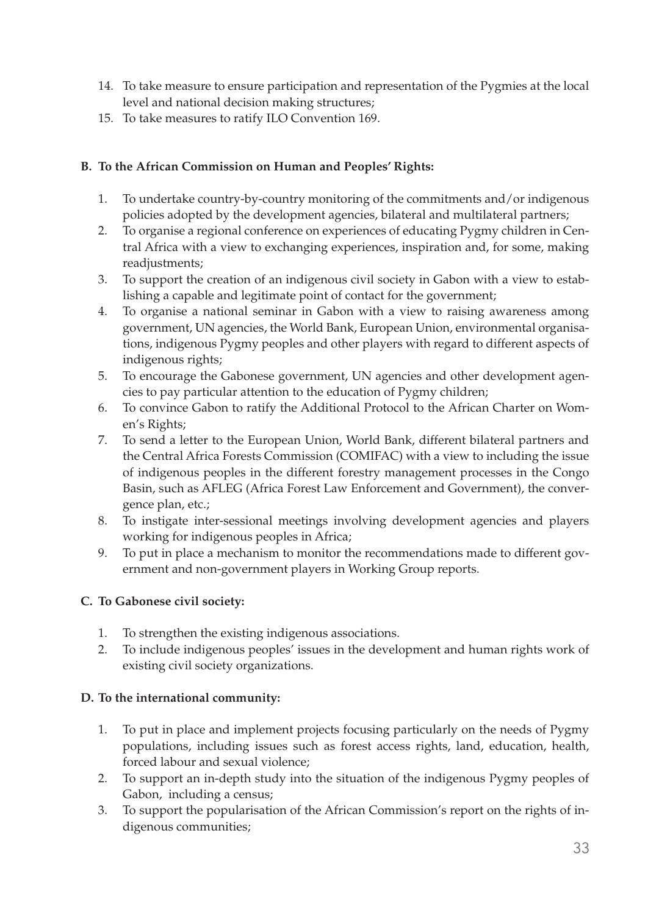14. To take measure to ensure participation and representation of the Pygmies at the local level and national decision making structures;
15. To take measures to ratify ILO Convention 169.

**B. To the African Commission on Human and Peoples' Rights:**

1. To undertake country-by-country monitoring of the commitments and/or indigenous policies adopted by the development agencies, bilateral and multilateral partners;
2. To organise a regional conference on experiences of educating Pygmy children in Central Africa with a view to exchanging experiences, inspiration and, for some, making readjustments;
3. To support the creation of an indigenous civil society in Gabon with a view to establishing a capable and legitimate point of contact for the government;
4. To organise a national seminar in Gabon with a view to raising awareness among government, UN agencies, the World Bank, European Union, environmental organisations, indigenous Pygmy peoples and other players with regard to different aspects of indigenous rights;
5. To encourage the Gabonese government, UN agencies and other development agencies to pay particular attention to the education of Pygmy children;
6. To convince Gabon to ratify the Additional Protocol to the African Charter on Women's Rights;
7. To send a letter to the European Union, World Bank, different bilateral partners and the Central Africa Forests Commission (COMIFAC) with a view to including the issue of indigenous peoples in the different forestry management processes in the Congo Basin, such as AFLEG (Africa Forest Law Enforcement and Government), the convergence plan, etc.;
8. To instigate inter-sessional meetings involving development agencies and players working for indigenous peoples in Africa;
9. To put in place a mechanism to monitor the recommendations made to different government and non-government players in Working Group reports.

**C. To Gabonese civil society:**

1. To strengthen the existing indigenous associations.
2. To include indigenous peoples' issues in the development and human rights work of existing civil society organizations.

**D. To the international community:**

1. To put in place and implement projects focusing particularly on the needs of Pygmy populations, including issues such as forest access rights, land, education, health, forced labour and sexual violence;
2. To support an in-depth study into the situation of the indigenous Pygmy peoples of Gabon, including a census;
3. To support the popularisation of the African Commission's report on the rights of indigenous communities;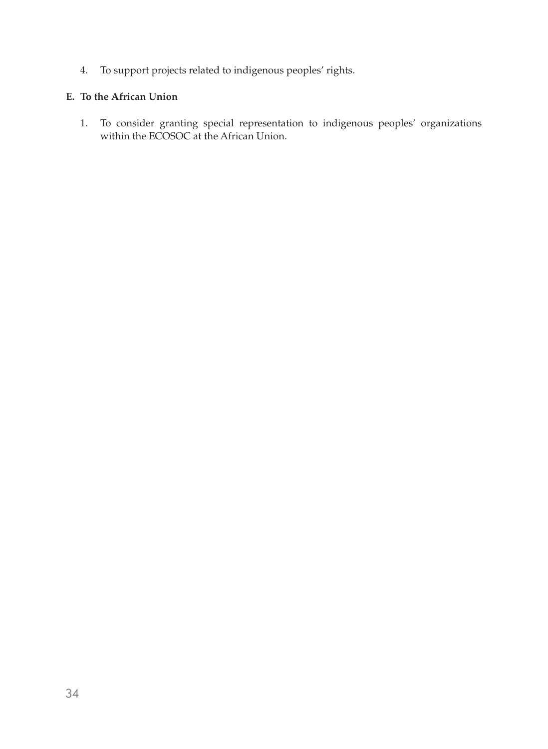4. To support projects related to indigenous peoples' rights.

**E. To the African Union**

1. To consider granting special representation to indigenous peoples' organizations within the ECOSOC at the African Union.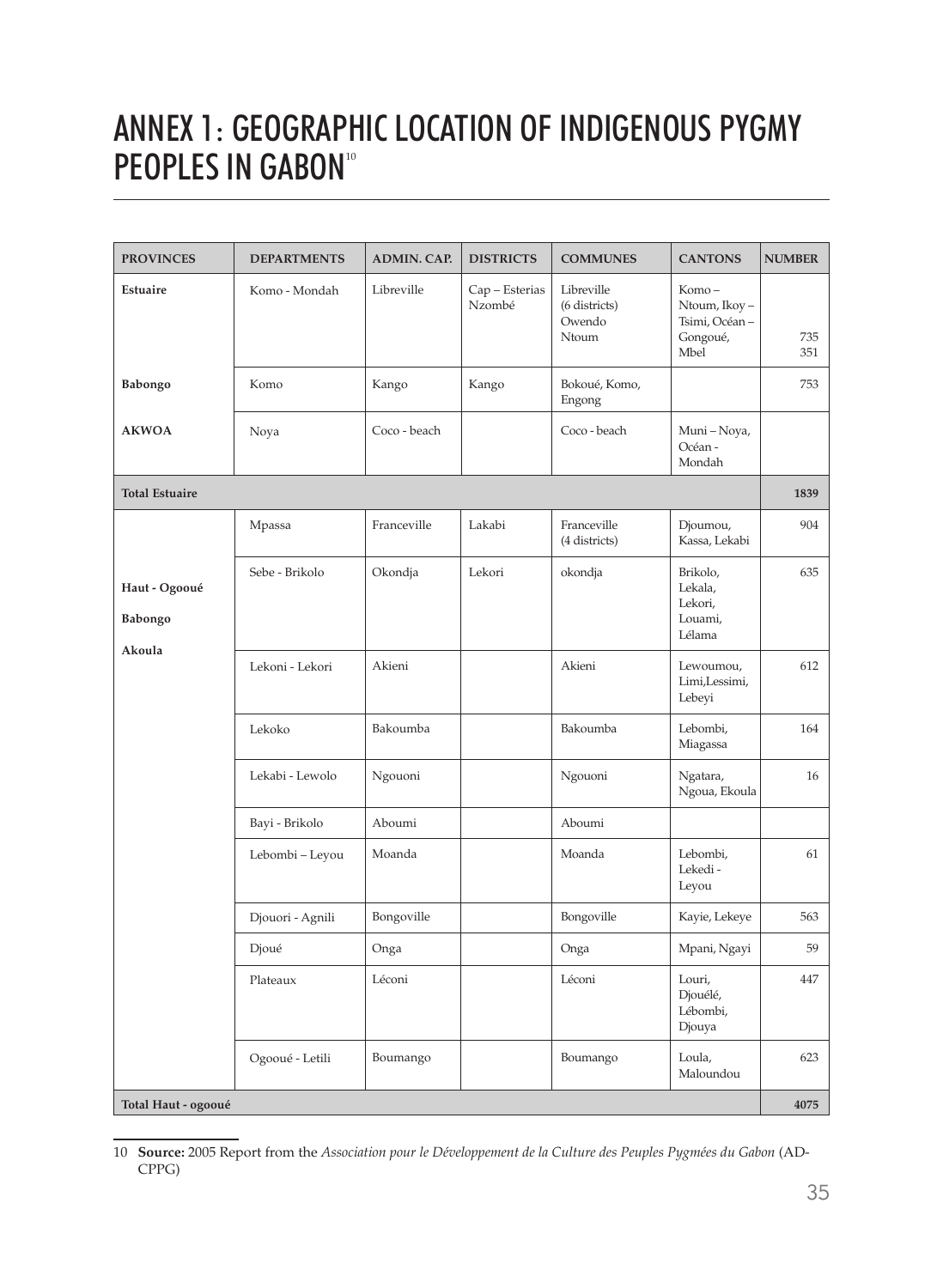# ANNEX 1: GEOGRAPHIC LOCATION OF INDIGENOUS PYGMY PEOPLES IN GABON[10]

| PROVINCES | DEPARTMENTS | ADMIN. CAP. | DISTRICTS | COMMUNES | CANTONS | NUMBER |
|---|---|---|---|---|---|---|
| **Estuaire** | Komo - Mondah | Libreville | Cap – Esterias Nzombé | Libreville (6 districts) Owendo Ntoum | Komo – Ntoum, Ikoy – Tsimi, Océan – Gongoué, Mbel | 735 351 |
| **Babongo** | Komo | Kango | Kango | Bokoué, Komo, Engong | | 753 |
| **AKWOA** | Noya | Coco - beach | | Coco - beach | Muni – Noya, Océan - Mondah | |
| **Total Estuaire** | | | | | | **1839** |
| **Haut - Ogooué Babongo Akoula** | Mpassa | Franceville | Lakabi | Franceville (4 districts) | Djoumou, Kassa, Lekabi | 904 |
| | Sebe - Brikolo | Okondja | Lekori | okondja | Brikolo, Lekala, Lekori, Louami, Lélama | 635 |
| | Lekoni - Lekori | Akieni | | Akieni | Lewoumou, Limi,Lessimi, Lebeyi | 612 |
| | Lekoko | Bakoumba | | Bakoumba | Lebombi, Miagassa | 164 |
| | Lekabi - Lewolo | Ngouoni | | Ngouoni | Ngatara, Ngoua, Ekoula | 16 |
| | Bayi - Brikolo | Aboumi | | Aboumi | | |
| | Lebombi – Leyou | Moanda | | Moanda | Lebombi, Lekedi - Leyou | 61 |
| | Djouori - Agnili | Bongoville | | Bongoville | Kayie, Lekeye | 563 |
| | Djoué | Onga | | Onga | Mpani, Ngayi | 59 |
| | Plateaux | Léconi | | Léconi | Louri, Djouélé, Lébombi, Djouya | 447 |
| | Ogooué - Letili | Boumango | | Boumango | Loula, Maloundou | 623 |
| **Total Haut - ogooué** | | | | | | **4075** |

10 **Source:** 2005 Report from the *Association pour le Développement de la Culture des Peuples Pygmées du Gabon* (AD-CPPG)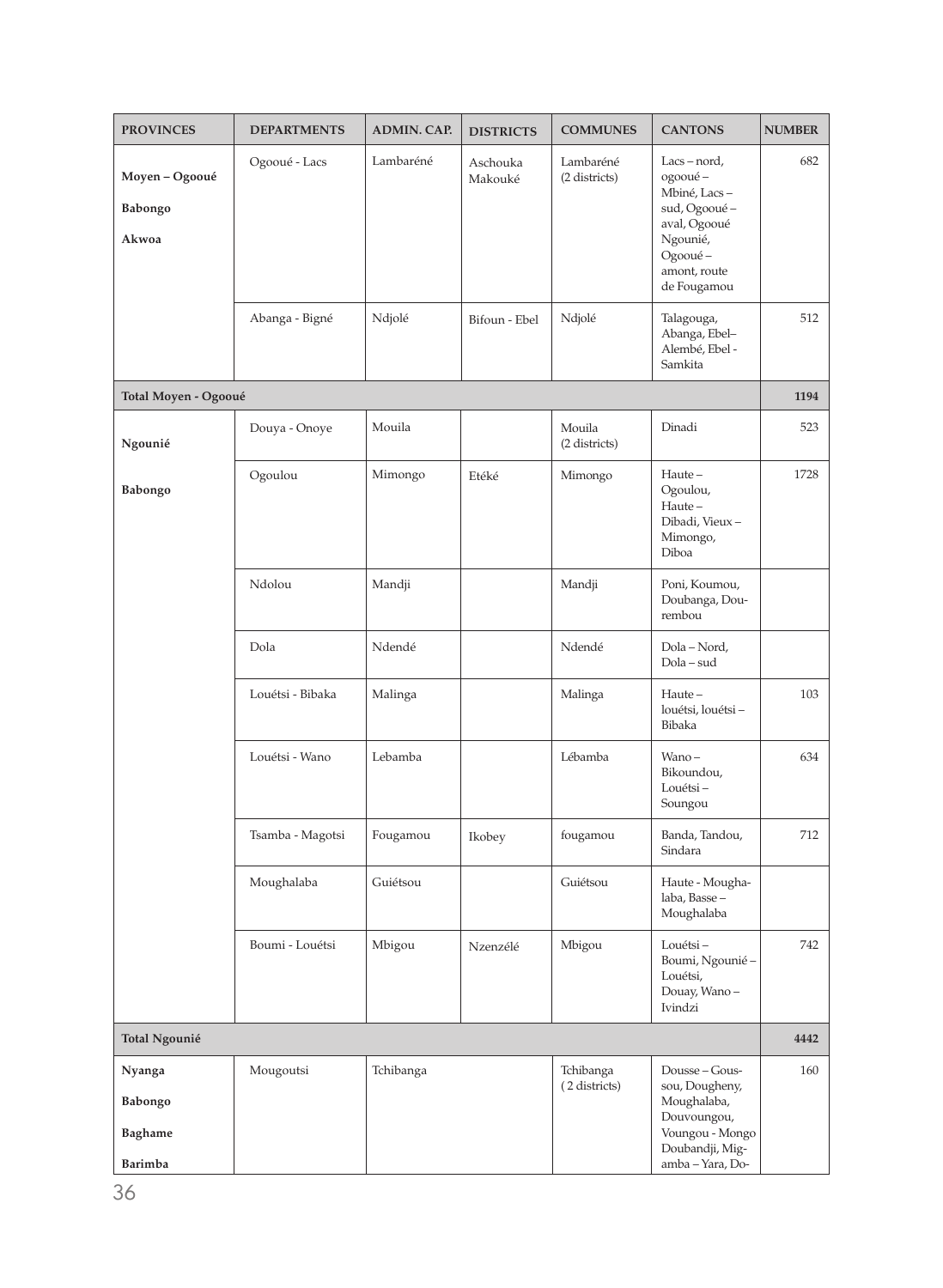| PROVINCES | DEPARTMENTS | ADMIN. CAP. | DISTRICTS | COMMUNES | CANTONS | NUMBER |
|---|---|---|---|---|---|---|
| Moyen – Ogooué Babongo Akwoa | Ogooué - Lacs | Lambaréné | Aschouka Makouké | Lambaréné (2 districts) | Lacs – nord, ogooué – Mbiné, Lacs – sud, Ogooué – aval, Ogooué Ngounié, Ogooué – amont, route de Fougamou | 682 |
| | Abanga - Bigné | Ndjolé | Bifoun - Ebel | Ndjolé | Talagouga, Abanga, Ebel– Alembé, Ebel - Samkita | 512 |
| **Total Moyen - Ogooué** | | | | | | **1194** |
| Ngounié Babongo | Douya - Onoye | Mouila | | Mouila (2 districts) | Dinadi | 523 |
| | Ogoulou | Mimongo | Etéké | Mimongo | Haute – Ogoulou, Haute – Dibadi, Vieux – Mimongo, Diboa | 1728 |
| | Ndolou | Mandji | | Mandji | Poni, Koumou, Doubanga, Dou-rembou | |
| | Dola | Ndendé | | Ndendé | Dola – Nord, Dola – sud | |
| | Louétsi - Bibaka | Malinga | | Malinga | Haute – louétsi, louétsi – Bibaka | 103 |
| | Louétsi - Wano | Lebamba | | Lébamba | Wano – Bikoundou, Louétsi – Soungou | 634 |
| | Tsamba - Magotsi | Fougamou | Ikobey | fougamou | Banda, Tandou, Sindara | 712 |
| | Moughalaba | Guiétsou | | Guiétsou | Haute - Mougha-laba, Basse – Moughalaba | |
| | Boumi - Louétsi | Mbigou | Nzenzélé | Mbigou | Louétsi – Boumi, Ngounié – Louétsi, Douay, Wano – Ivindzi | 742 |
| **Total Ngounié** | | | | | | **4442** |
| Nyanga Babongo Baghame Barimba | Mougoutsi | Tchibanga | | Tchibanga ( 2 districts) | Dousse – Gous-sou, Dougheny, Moughalaba, Douvoungou, Voungou - Mongo Doubandji, Mig-amba – Yara, Do- | 160 |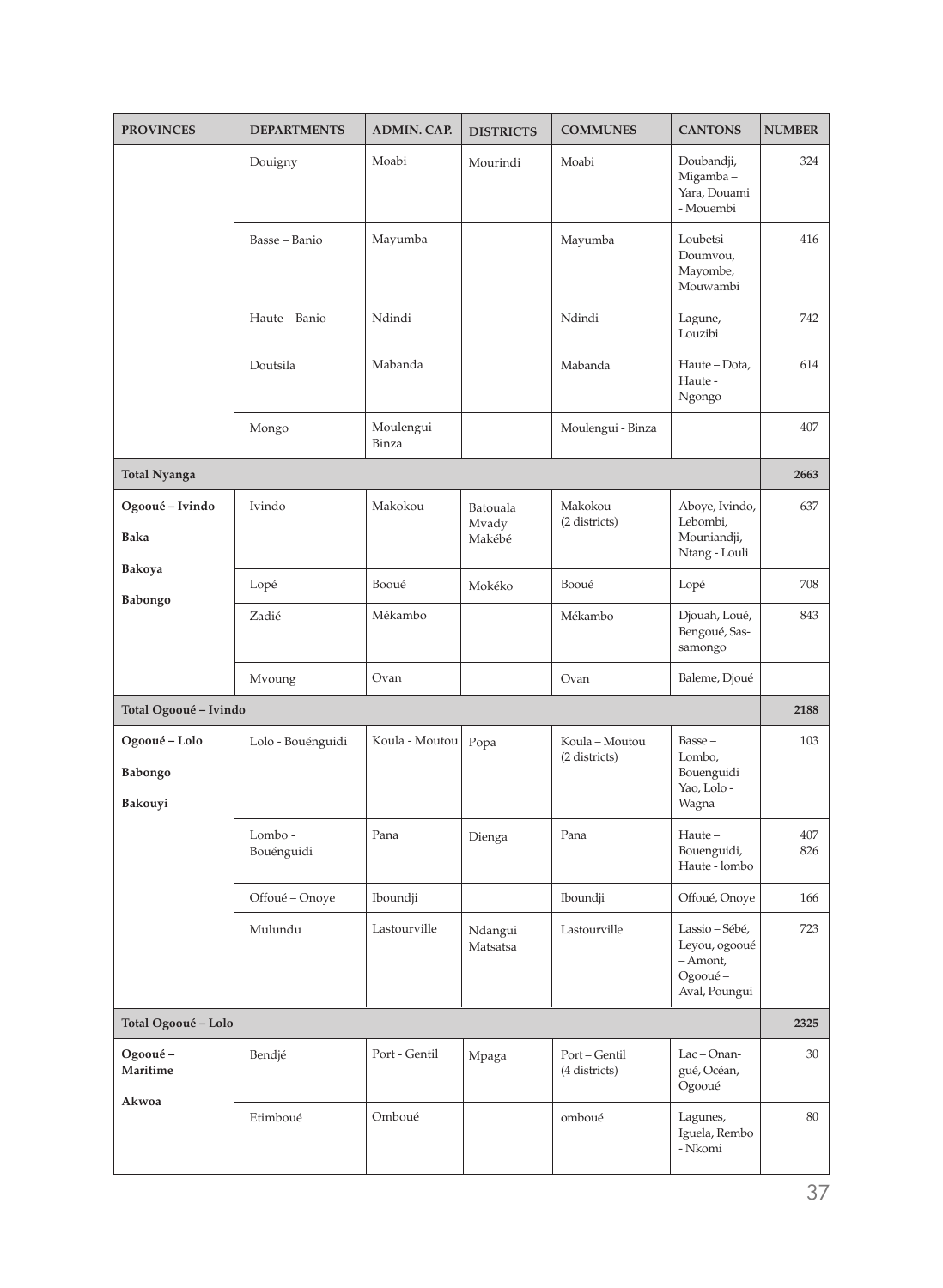| PROVINCES | DEPARTMENTS | ADMIN. CAP. | DISTRICTS | COMMUNES | CANTONS | NUMBER |
|---|---|---|---|---|---|---|
| | Douigny | Moabi | Mourindi | Moabi | Doubandji, Migamba – Yara, Douami - Mouembi | 324 |
| | Basse – Banio | Mayumba | | Mayumba | Loubetsi – Doumvou, Mayombe, Mouwambi | 416 |
| | Haute – Banio | Ndindi | | Ndindi | Lagune, Louzibi | 742 |
| | Doutsila | Mabanda | | Mabanda | Haute – Dota, Haute - Ngongo | 614 |
| | Mongo | Moulengui Binza | | Moulengui - Binza | | 407 |
| **Total Nyanga** | | | | | | **2663** |
| **Ogooué – Ivindo**<br>**Baka**<br>**Bakoya**<br>**Babongo** | Ivindo | Makokou | Batouala Mvady Makébé | Makokou (2 districts) | Aboye, Ivindo, Lebombi, Mouniandji, Ntang - Louli | 637 |
| | Lopé | Booué | Mokéko | Booué | Lopé | 708 |
| | Zadié | Mékambo | | Mékambo | Djouah, Loué, Bengoué, Sassamongo | 843 |
| | Mvoung | Ovan | | Ovan | Baleme, Djoué | |
| **Total Ogooué – Ivindo** | | | | | | **2188** |
| **Ogooué – Lolo**<br>**Babongo**<br>**Bakouyi** | Lolo - Bouénguidi | Koula - Moutou | Popa | Koula – Moutou (2 districts) | Basse – Lombo, Bouenguidi Yao, Lolo - Wagna | 103 |
| | Lombo - Bouénguidi | Pana | Dienga | Pana | Haute – Bouenguidi, Haute - lombo | 407<br>826 |
| | Offoué – Onoye | Iboundji | | Iboundji | Offoué, Onoye | 166 |
| | Mulundu | Lastourville | Ndangui Matsatsa | Lastourville | Lassio – Sébé, Leyou, ogooué – Amont, Ogooué – Aval, Poungui | 723 |
| **Total Ogooué – Lolo** | | | | | | **2325** |
| **Ogooué – Maritime**<br>**Akwoa** | Bendjé | Port - Gentil | Mpaga | Port – Gentil (4 districts) | Lac – Onangué, Océan, Ogooué | 30 |
| | Etimboué | Omboué | | omboué | Lagunes, Iguela, Rembo - Nkomi | 80 |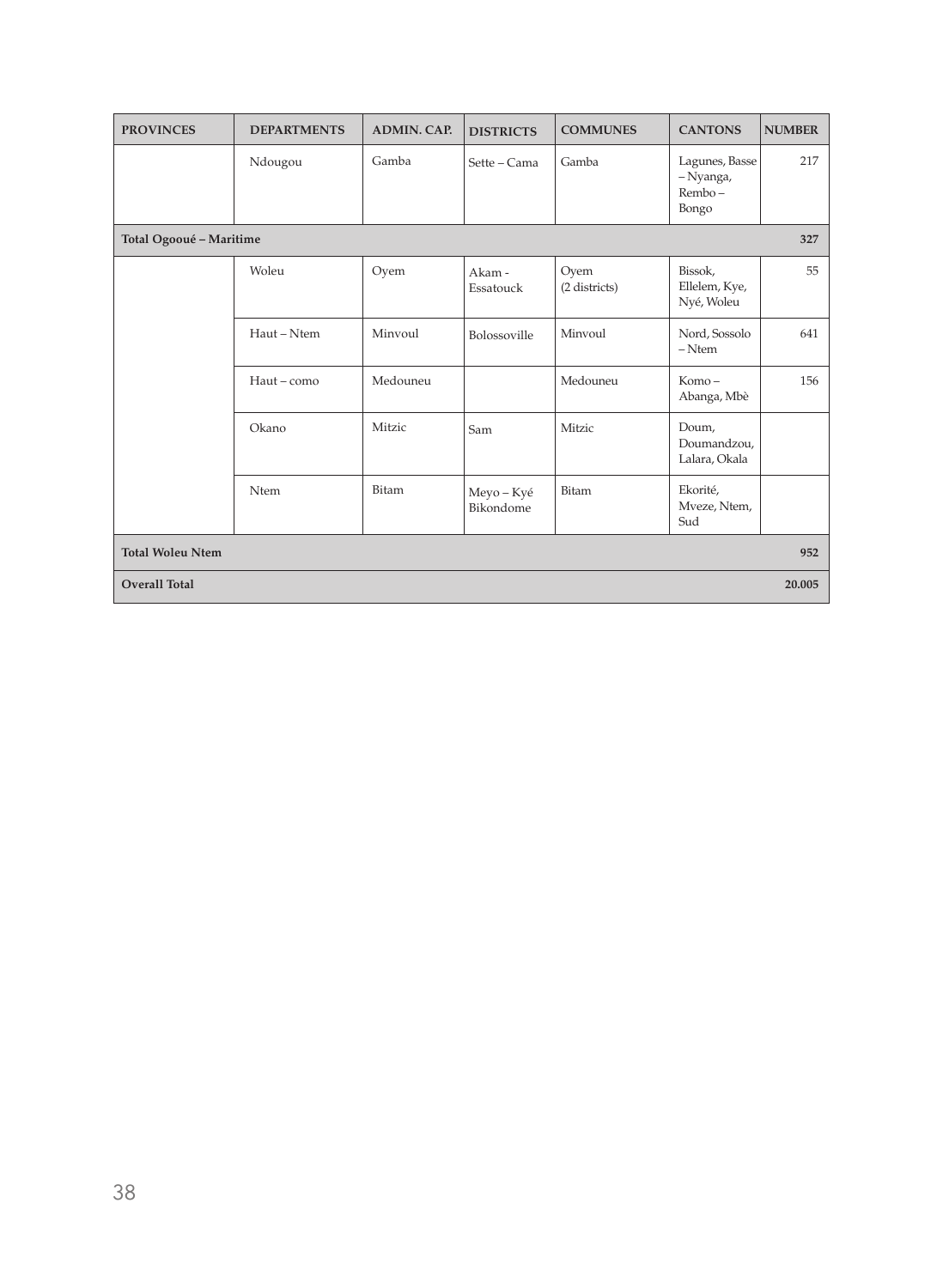| PROVINCES | DEPARTMENTS | ADMIN. CAP. | DISTRICTS | COMMUNES | CANTONS | NUMBER |
|---|---|---|---|---|---|---|
| | Ndougou | Gamba | Sette – Cama | Gamba | Lagunes, Basse – Nyanga, Rembo – Bongo | 217 |
| **Total Ogooué – Maritime** | | | | | | **327** |
| | Woleu | Oyem | Akam - Essatouck | Oyem (2 districts) | Bissok, Ellelem, Kye, Nyé, Woleu | 55 |
| | Haut – Ntem | Minvoul | Bolossoville | Minvoul | Nord, Sossolo – Ntem | 641 |
| | Haut – como | Medouneu | | Medouneu | Komo – Abanga, Mbè | 156 |
| | Okano | Mitzic | Sam | Mitzic | Doum, Doumandzou, Lalara, Okala | |
| | Ntem | Bitam | Meyo – Kyé Bikondome | Bitam | Ekorité, Mveze, Ntem, Sud | |
| **Total Woleu Ntem** | | | | | | **952** |
| **Overall Total** | | | | | | **20.005** |